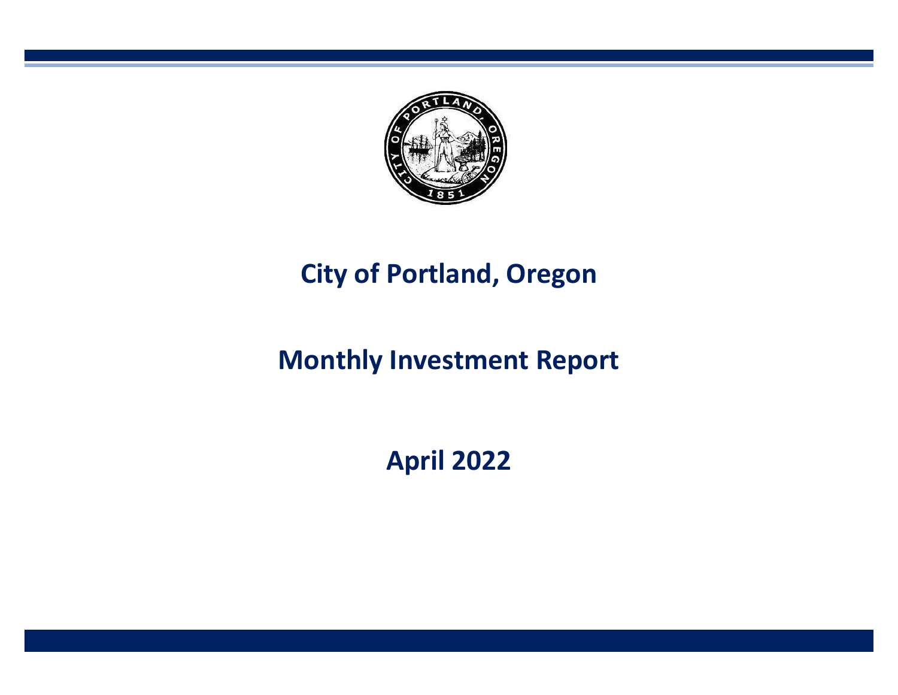# City of Portland, Oregon

## Monthly Investment Report

## April 2022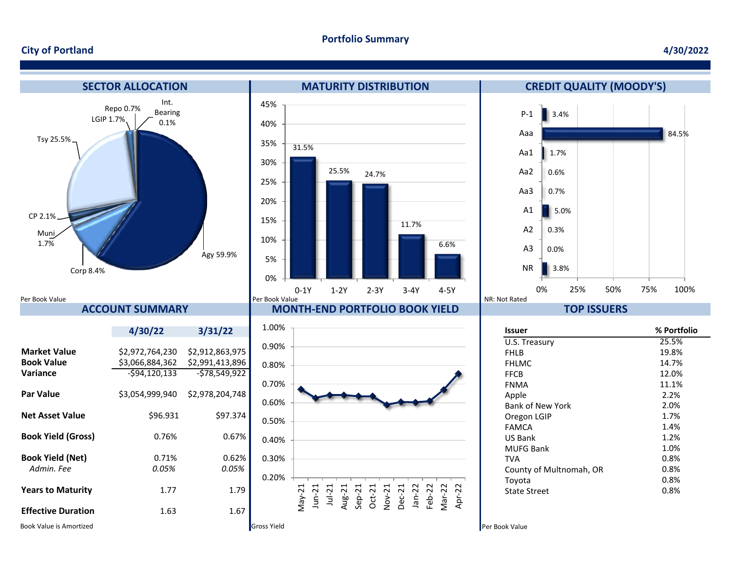# Portfolio Summary

**City of Portland** — **4/30/2022**

## SECTOR ALLOCATION

| Sector | % |
|---|---|
| Agy | 59.9% |
| Tsy | 25.5% |
| Corp | 8.4% |
| CP | 2.1% |
| Muni | 1.7% |
| LGIP | 1.7% |
| Repo | 0.7% |
| Int. Bearing | 0.1% |

Per Book Value

## MATURITY DISTRIBUTION

| Maturity | % |
|---|---|
| 0-1Y | 31.5% |
| 1-2Y | 25.5% |
| 2-3Y | 24.7% |
| 3-4Y | 11.7% |
| 4-5Y | 6.6% |

Per Book Value

## CREDIT QUALITY (MOODY'S)

| Rating | % |
|---|---|
| P-1 | 3.4% |
| Aaa | 84.5% |
| Aa1 | 1.7% |
| Aa2 | 0.6% |
| Aa3 | 0.7% |
| A1 | 5.0% |
| A2 | 0.3% |
| A3 | 0.0% |
| NR | 3.8% |

NR: Not Rated

## ACCOUNT SUMMARY

| | 4/30/22 | 3/31/22 |
|---|---|---|
| **Market Value** | $2,972,764,230 | $2,912,863,975 |
| **Book Value** | $3,066,884,362 | $2,991,413,896 |
| **Variance** | -$94,120,133 | -$78,549,922 |
| **Par Value** | $3,054,999,940 | $2,978,204,748 |
| **Net Asset Value** | $96.931 | $97.374 |
| **Book Yield (Gross)** | 0.76% | 0.67% |
| **Book Yield (Net)** | 0.71% | 0.62% |
| *Admin. Fee* | *0.05%* | *0.05%* |
| **Years to Maturity** | 1.77 | 1.79 |
| **Effective Duration** | 1.63 | 1.67 |

Book Value is Amortized

## MONTH-END PORTFOLIO BOOK YIELD

| Month | Yield (approx.) |
|---|---|
| May-21 | 0.67% |
| Jun-21 | 0.62% |
| Jul-21 | 0.64% |
| Aug-21 | 0.64% |
| Sep-21 | 0.63% |
| Oct-21 | 0.63% |
| Nov-21 | 0.59% |
| Dec-21 | 0.60% |
| Jan-22 | 0.60% |
| Feb-22 | 0.61% |
| Mar-22 | 0.67% |
| Apr-22 | 0.76% |

Gross Yield

## TOP ISSUERS

| Issuer | % Portfolio |
|---|---|
| U.S. Treasury | 25.5% |
| FHLB | 19.8% |
| FHLMC | 14.7% |
| FFCB | 12.0% |
| FNMA | 11.1% |
| Apple | 2.2% |
| Bank of New York | 2.0% |
| Oregon LGIP | 1.7% |
| FAMCA | 1.4% |
| US Bank | 1.2% |
| MUFG Bank | 1.0% |
| TVA | 0.8% |
| County of Multnomah, OR | 0.8% |
| Toyota | 0.8% |
| State Street | 0.8% |

Per Book Value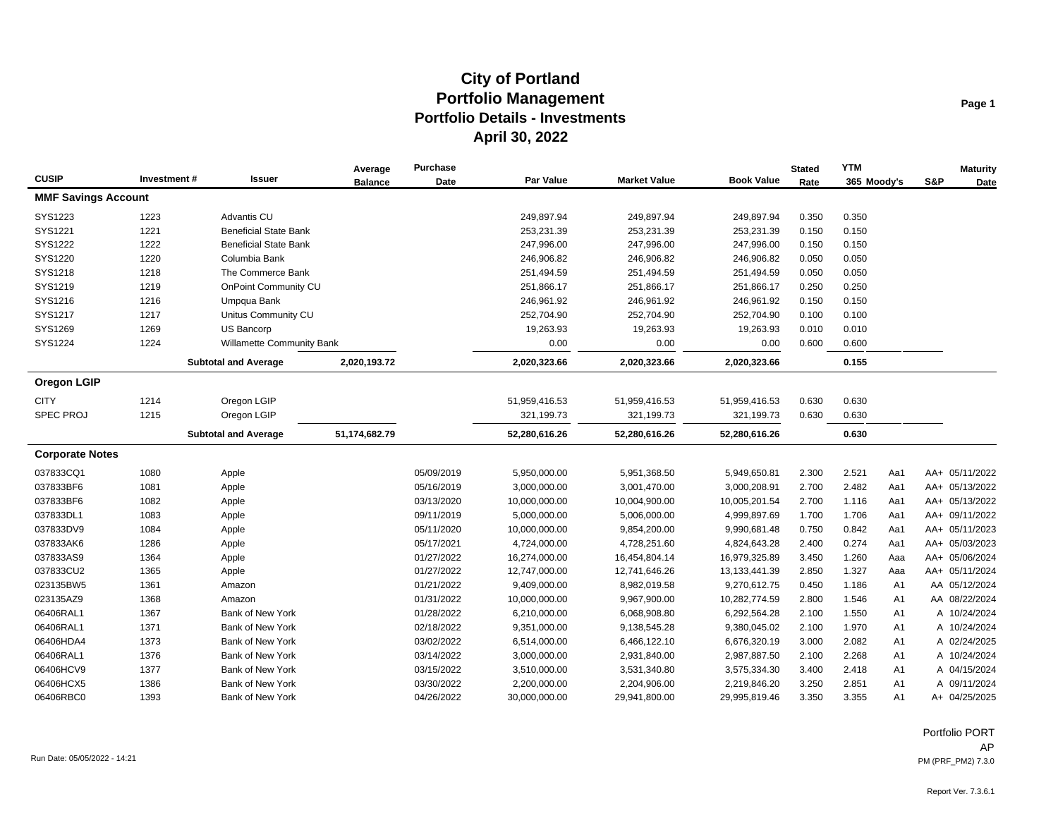# City of Portland
## Portfolio Management
## Portfolio Details - Investments
## April 30, 2022

| CUSIP | Investment # | Issuer | Average Balance | Purchase Date | Par Value | Market Value | Book Value | Stated Rate | YTM 365 | Moody's | S&P | Maturity Date |
|---|---|---|---|---|---|---|---|---|---|---|---|---|
| **MMF Savings Account** | | | | | | | | | | | | |
| SYS1223 | 1223 | Advantis CU | | | 249,897.94 | 249,897.94 | 249,897.94 | 0.350 | 0.350 | | | |
| SYS1221 | 1221 | Beneficial State Bank | | | 253,231.39 | 253,231.39 | 253,231.39 | 0.150 | 0.150 | | | |
| SYS1222 | 1222 | Beneficial State Bank | | | 247,996.00 | 247,996.00 | 247,996.00 | 0.150 | 0.150 | | | |
| SYS1220 | 1220 | Columbia Bank | | | 246,906.82 | 246,906.82 | 246,906.82 | 0.050 | 0.050 | | | |
| SYS1218 | 1218 | The Commerce Bank | | | 251,494.59 | 251,494.59 | 251,494.59 | 0.050 | 0.050 | | | |
| SYS1219 | 1219 | OnPoint Community CU | | | 251,866.17 | 251,866.17 | 251,866.17 | 0.250 | 0.250 | | | |
| SYS1216 | 1216 | Umpqua Bank | | | 246,961.92 | 246,961.92 | 246,961.92 | 0.150 | 0.150 | | | |
| SYS1217 | 1217 | Unitus Community CU | | | 252,704.90 | 252,704.90 | 252,704.90 | 0.100 | 0.100 | | | |
| SYS1269 | 1269 | US Bancorp | | | 19,263.93 | 19,263.93 | 19,263.93 | 0.010 | 0.010 | | | |
| SYS1224 | 1224 | Willamette Community Bank | | | 0.00 | 0.00 | 0.00 | 0.600 | 0.600 | | | |
| | | **Subtotal and Average** | **2,020,193.72** | | **2,020,323.66** | **2,020,323.66** | **2,020,323.66** | | **0.155** | | | |
| **Oregon LGIP** | | | | | | | | | | | | |
| CITY | 1214 | Oregon LGIP | | | 51,959,416.53 | 51,959,416.53 | 51,959,416.53 | 0.630 | 0.630 | | | |
| SPEC PROJ | 1215 | Oregon LGIP | | | 321,199.73 | 321,199.73 | 321,199.73 | 0.630 | 0.630 | | | |
| | | **Subtotal and Average** | **51,174,682.79** | | **52,280,616.26** | **52,280,616.26** | **52,280,616.26** | | **0.630** | | | |
| **Corporate Notes** | | | | | | | | | | | | |
| 037833CQ1 | 1080 | Apple | | 05/09/2019 | 5,950,000.00 | 5,951,368.50 | 5,949,650.81 | 2.300 | 2.521 | Aa1 | AA+ | 05/11/2022 |
| 037833BF6 | 1081 | Apple | | 05/16/2019 | 3,000,000.00 | 3,001,470.00 | 3,000,208.91 | 2.700 | 2.482 | Aa1 | AA+ | 05/13/2022 |
| 037833BF6 | 1082 | Apple | | 03/13/2020 | 10,000,000.00 | 10,004,900.00 | 10,005,201.54 | 2.700 | 1.116 | Aa1 | AA+ | 05/13/2022 |
| 037833DL1 | 1083 | Apple | | 09/11/2019 | 5,000,000.00 | 5,006,000.00 | 4,999,897.69 | 1.700 | 1.706 | Aa1 | AA+ | 09/11/2022 |
| 037833DV9 | 1084 | Apple | | 05/11/2020 | 10,000,000.00 | 9,854,200.00 | 9,990,681.48 | 0.750 | 0.842 | Aa1 | AA+ | 05/11/2023 |
| 037833AK6 | 1286 | Apple | | 05/17/2021 | 4,724,000.00 | 4,728,251.60 | 4,824,643.28 | 2.400 | 0.274 | Aa1 | AA+ | 05/03/2023 |
| 037833AS9 | 1364 | Apple | | 01/27/2022 | 16,274,000.00 | 16,454,804.14 | 16,979,325.89 | 3.450 | 1.260 | Aaa | AA+ | 05/06/2024 |
| 037833CU2 | 1365 | Apple | | 01/27/2022 | 12,747,000.00 | 12,741,646.26 | 13,133,441.39 | 2.850 | 1.327 | Aaa | AA+ | 05/11/2024 |
| 023135BW5 | 1361 | Amazon | | 01/21/2022 | 9,409,000.00 | 8,982,019.58 | 9,270,612.75 | 0.450 | 1.186 | A1 | AA | 05/12/2024 |
| 023135AZ9 | 1368 | Amazon | | 01/31/2022 | 10,000,000.00 | 9,967,900.00 | 10,282,774.59 | 2.800 | 1.546 | A1 | AA | 08/22/2024 |
| 06406RAL1 | 1367 | Bank of New York | | 01/28/2022 | 6,210,000.00 | 6,068,908.80 | 6,292,564.28 | 2.100 | 1.550 | A1 | A | 10/24/2024 |
| 06406RAL1 | 1371 | Bank of New York | | 02/18/2022 | 9,351,000.00 | 9,138,545.28 | 9,380,045.02 | 2.100 | 1.970 | A1 | A | 10/24/2024 |
| 06406HDA4 | 1373 | Bank of New York | | 03/02/2022 | 6,514,000.00 | 6,466,122.10 | 6,676,320.19 | 3.000 | 2.082 | A1 | A | 02/24/2025 |
| 06406RAL1 | 1376 | Bank of New York | | 03/14/2022 | 3,000,000.00 | 2,931,840.00 | 2,987,887.50 | 2.100 | 2.268 | A1 | A | 10/24/2024 |
| 06406HCV9 | 1377 | Bank of New York | | 03/15/2022 | 3,510,000.00 | 3,531,340.80 | 3,575,334.30 | 3.400 | 2.418 | A1 | A | 04/15/2024 |
| 06406HCX5 | 1386 | Bank of New York | | 03/30/2022 | 2,200,000.00 | 2,204,906.00 | 2,219,846.20 | 3.250 | 2.851 | A1 | A | 09/11/2024 |
| 06406RBC0 | 1393 | Bank of New York | | 04/26/2022 | 30,000,000.00 | 29,941,800.00 | 29,995,819.46 | 3.350 | 3.355 | A1 | A+ | 04/25/2025 |

Run Date: 05/05/2022 - 14:21

Portfolio PORT
AP
PM (PRF_PM2) 7.3.0

Report Ver. 7.3.6.1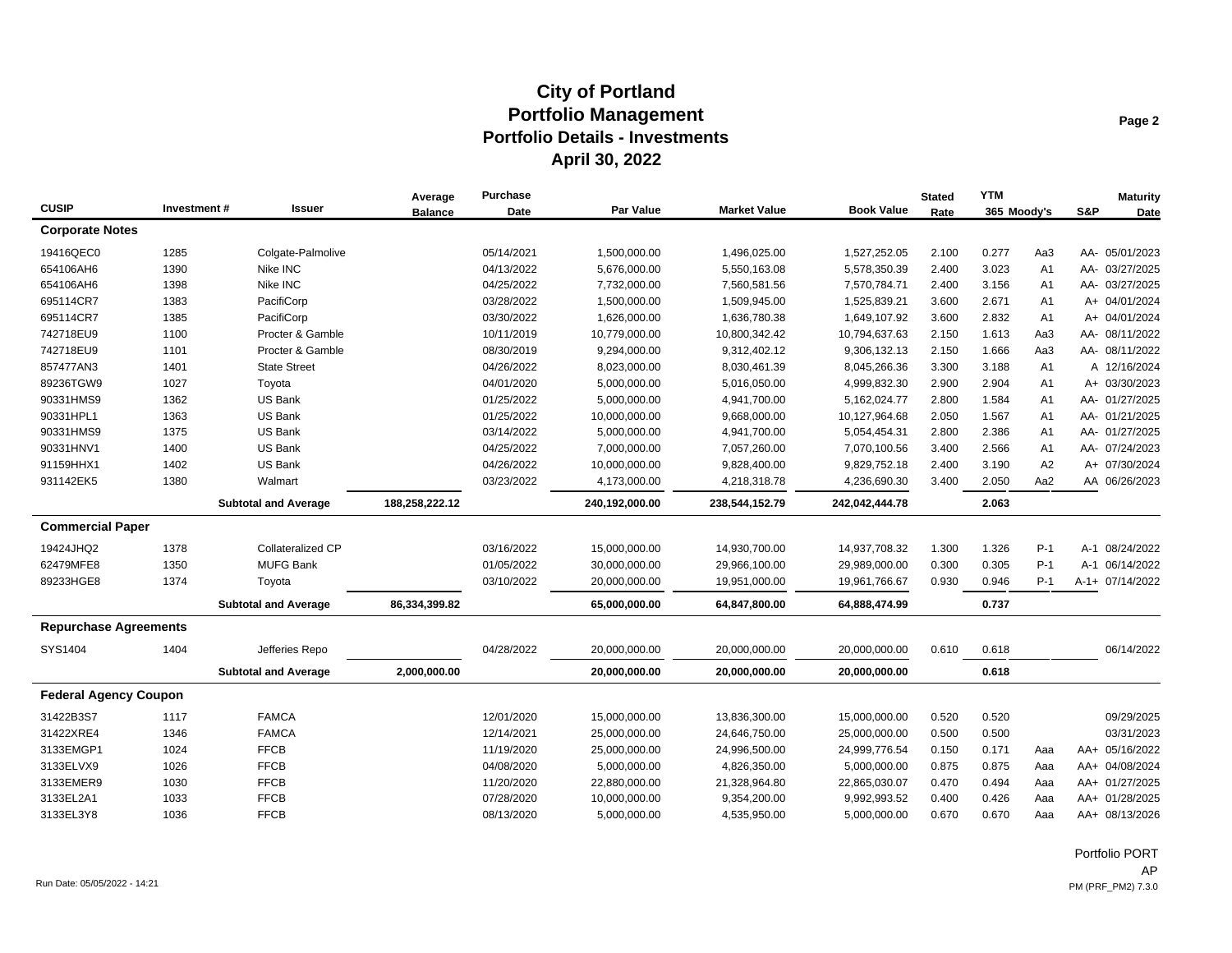# City of Portland
## Portfolio Management
## Portfolio Details - Investments
## April 30, 2022

| CUSIP | Investment # | Issuer | Average Balance | Purchase Date | Par Value | Market Value | Book Value | Stated Rate | YTM 365 | Moody's | S&P | Maturity Date |
|---|---|---|---|---|---|---|---|---|---|---|---|---|
| **Corporate Notes** | | | | | | | | | | | | |
| 19416QEC0 | 1285 | Colgate-Palmolive | | 05/14/2021 | 1,500,000.00 | 1,496,025.00 | 1,527,252.05 | 2.100 | 0.277 | Aa3 | AA- | 05/01/2023 |
| 654106AH6 | 1390 | Nike INC | | 04/13/2022 | 5,676,000.00 | 5,550,163.08 | 5,578,350.39 | 2.400 | 3.023 | A1 | AA- | 03/27/2025 |
| 654106AH6 | 1398 | Nike INC | | 04/25/2022 | 7,732,000.00 | 7,560,581.56 | 7,570,784.71 | 2.400 | 3.156 | A1 | AA- | 03/27/2025 |
| 695114CR7 | 1383 | PacifiCorp | | 03/28/2022 | 1,500,000.00 | 1,509,945.00 | 1,525,839.21 | 3.600 | 2.671 | A1 | A+ | 04/01/2024 |
| 695114CR7 | 1385 | PacifiCorp | | 03/30/2022 | 1,626,000.00 | 1,636,780.38 | 1,649,107.92 | 3.600 | 2.832 | A1 | A+ | 04/01/2024 |
| 742718EU9 | 1100 | Procter & Gamble | | 10/11/2019 | 10,779,000.00 | 10,800,342.42 | 10,794,637.63 | 2.150 | 1.613 | Aa3 | AA- | 08/11/2022 |
| 742718EU9 | 1101 | Procter & Gamble | | 08/30/2019 | 9,294,000.00 | 9,312,402.12 | 9,306,132.13 | 2.150 | 1.666 | Aa3 | AA- | 08/11/2022 |
| 857477AN3 | 1401 | State Street | | 04/26/2022 | 8,023,000.00 | 8,030,461.39 | 8,045,266.36 | 3.300 | 3.188 | A1 | A | 12/16/2024 |
| 89236TGW9 | 1027 | Toyota | | 04/01/2020 | 5,000,000.00 | 5,016,050.00 | 4,999,832.30 | 2.900 | 2.904 | A1 | A+ | 03/30/2023 |
| 90331HMS9 | 1362 | US Bank | | 01/25/2022 | 5,000,000.00 | 4,941,700.00 | 5,162,024.77 | 2.800 | 1.584 | A1 | AA- | 01/27/2025 |
| 90331HPL1 | 1363 | US Bank | | 01/25/2022 | 10,000,000.00 | 9,668,000.00 | 10,127,964.68 | 2.050 | 1.567 | A1 | AA- | 01/21/2025 |
| 90331HMS9 | 1375 | US Bank | | 03/14/2022 | 5,000,000.00 | 4,941,700.00 | 5,054,454.31 | 2.800 | 2.386 | A1 | AA- | 01/27/2025 |
| 90331HNV1 | 1400 | US Bank | | 04/25/2022 | 7,000,000.00 | 7,057,260.00 | 7,070,100.56 | 3.400 | 2.566 | A1 | AA- | 07/24/2023 |
| 91159HHX1 | 1402 | US Bank | | 04/26/2022 | 10,000,000.00 | 9,828,400.00 | 9,829,752.18 | 2.400 | 3.190 | A2 | A+ | 07/30/2024 |
| 931142EK5 | 1380 | Walmart | | 03/23/2022 | 4,173,000.00 | 4,218,318.78 | 4,236,690.30 | 3.400 | 2.050 | Aa2 | AA | 06/26/2023 |
| | | **Subtotal and Average** | **188,258,222.12** | | **240,192,000.00** | **238,544,152.79** | **242,042,444.78** | | **2.063** | | | |
| **Commercial Paper** | | | | | | | | | | | | |
| 19424JHQ2 | 1378 | Collateralized CP | | 03/16/2022 | 15,000,000.00 | 14,930,700.00 | 14,937,708.32 | 1.300 | 1.326 | P-1 | A-1 | 08/24/2022 |
| 62479MFE8 | 1350 | MUFG Bank | | 01/05/2022 | 30,000,000.00 | 29,966,100.00 | 29,989,000.00 | 0.300 | 0.305 | P-1 | A-1 | 06/14/2022 |
| 89233HGE8 | 1374 | Toyota | | 03/10/2022 | 20,000,000.00 | 19,951,000.00 | 19,961,766.67 | 0.930 | 0.946 | P-1 | A-1+ | 07/14/2022 |
| | | **Subtotal and Average** | **86,334,399.82** | | **65,000,000.00** | **64,847,800.00** | **64,888,474.99** | | **0.737** | | | |
| **Repurchase Agreements** | | | | | | | | | | | | |
| SYS1404 | 1404 | Jefferies Repo | | 04/28/2022 | 20,000,000.00 | 20,000,000.00 | 20,000,000.00 | 0.610 | 0.618 | | | 06/14/2022 |
| | | **Subtotal and Average** | **2,000,000.00** | | **20,000,000.00** | **20,000,000.00** | **20,000,000.00** | | **0.618** | | | |
| **Federal Agency Coupon** | | | | | | | | | | | | |
| 31422B3S7 | 1117 | FAMCA | | 12/01/2020 | 15,000,000.00 | 13,836,300.00 | 15,000,000.00 | 0.520 | 0.520 | | | 09/29/2025 |
| 31422XRE4 | 1346 | FAMCA | | 12/14/2021 | 25,000,000.00 | 24,646,750.00 | 25,000,000.00 | 0.500 | 0.500 | | | 03/31/2023 |
| 3133EMGP1 | 1024 | FFCB | | 11/19/2020 | 25,000,000.00 | 24,996,500.00 | 24,999,776.54 | 0.150 | 0.171 | Aaa | AA+ | 05/16/2022 |
| 3133ELVX9 | 1026 | FFCB | | 04/08/2020 | 5,000,000.00 | 4,826,350.00 | 5,000,000.00 | 0.875 | 0.875 | Aaa | AA+ | 04/08/2024 |
| 3133EMER9 | 1030 | FFCB | | 11/20/2020 | 22,880,000.00 | 21,328,964.80 | 22,865,030.07 | 0.470 | 0.494 | Aaa | AA+ | 01/27/2025 |
| 3133EL2A1 | 1033 | FFCB | | 07/28/2020 | 10,000,000.00 | 9,354,200.00 | 9,992,993.52 | 0.400 | 0.426 | Aaa | AA+ | 01/28/2025 |
| 3133EL3Y8 | 1036 | FFCB | | 08/13/2020 | 5,000,000.00 | 4,535,950.00 | 5,000,000.00 | 0.670 | 0.670 | Aaa | AA+ | 08/13/2026 |

Portfolio PORT
AP

Run Date: 05/05/2022 - 14:21

PM (PRF_PM2) 7.3.0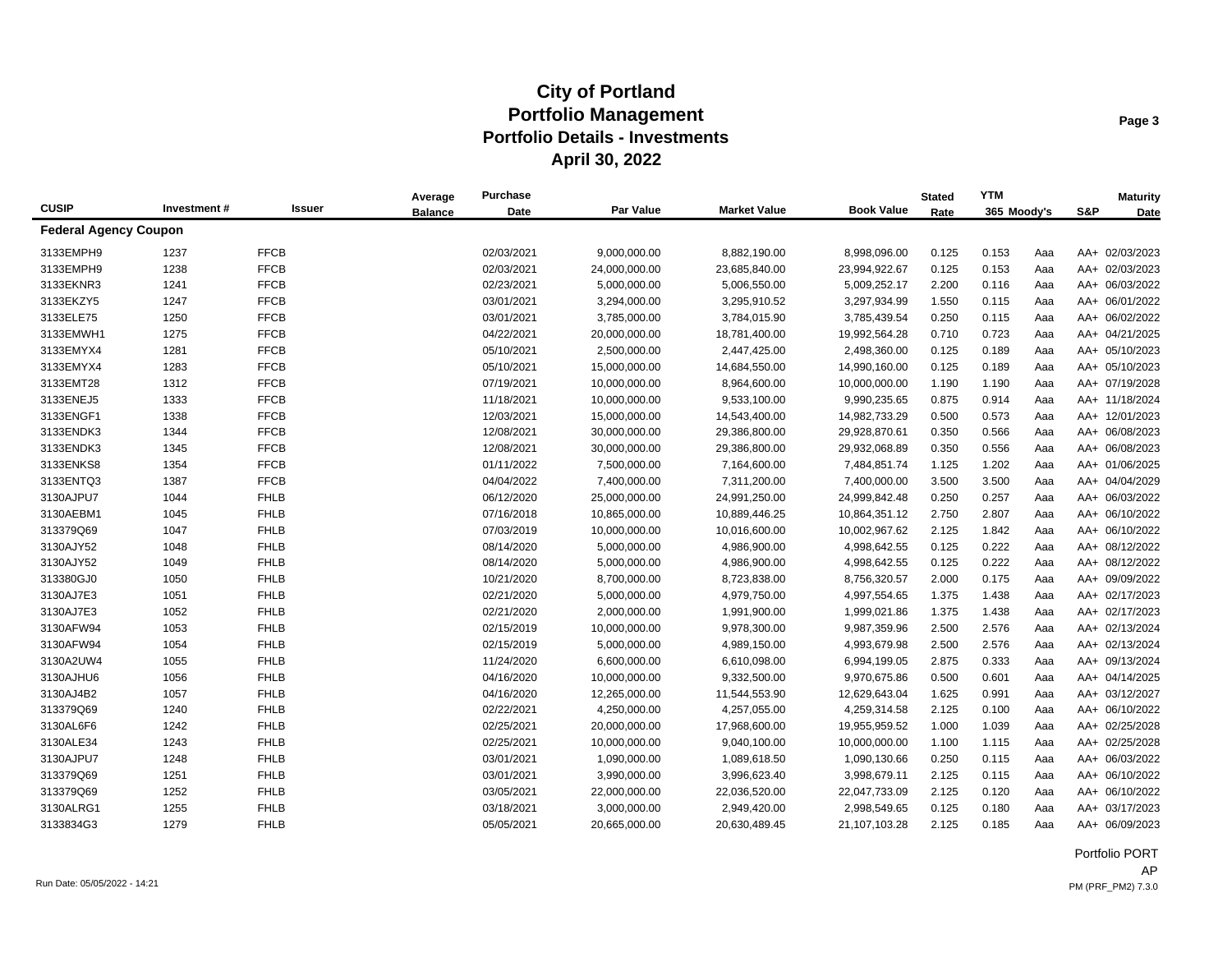# City of Portland
## Portfolio Management
## Portfolio Details - Investments
## April 30, 2022

| CUSIP | Investment # | Issuer | Average Balance | Purchase Date | Par Value | Market Value | Book Value | Stated Rate | YTM 365 | Moody's | S&P | Maturity Date |
|---|---|---|---|---|---|---|---|---|---|---|---|---|
| **Federal Agency Coupon** | | | | | | | | | | | | |
| 3133EMPH9 | 1237 | FFCB | | 02/03/2021 | 9,000,000.00 | 8,882,190.00 | 8,998,096.00 | 0.125 | 0.153 | Aaa | AA+ | 02/03/2023 |
| 3133EMPH9 | 1238 | FFCB | | 02/03/2021 | 24,000,000.00 | 23,685,840.00 | 23,994,922.67 | 0.125 | 0.153 | Aaa | AA+ | 02/03/2023 |
| 3133EKNR3 | 1241 | FFCB | | 02/23/2021 | 5,000,000.00 | 5,006,550.00 | 5,009,252.17 | 2.200 | 0.116 | Aaa | AA+ | 06/03/2022 |
| 3133EKZY5 | 1247 | FFCB | | 03/01/2021 | 3,294,000.00 | 3,295,910.52 | 3,297,934.99 | 1.550 | 0.115 | Aaa | AA+ | 06/01/2022 |
| 3133ELE75 | 1250 | FFCB | | 03/01/2021 | 3,785,000.00 | 3,784,015.90 | 3,785,439.54 | 0.250 | 0.115 | Aaa | AA+ | 06/02/2022 |
| 3133EMWH1 | 1275 | FFCB | | 04/22/2021 | 20,000,000.00 | 18,781,400.00 | 19,992,564.28 | 0.710 | 0.723 | Aaa | AA+ | 04/21/2025 |
| 3133EMYX4 | 1281 | FFCB | | 05/10/2021 | 2,500,000.00 | 2,447,425.00 | 2,498,360.00 | 0.125 | 0.189 | Aaa | AA+ | 05/10/2023 |
| 3133EMYX4 | 1283 | FFCB | | 05/10/2021 | 15,000,000.00 | 14,684,550.00 | 14,990,160.00 | 0.125 | 0.189 | Aaa | AA+ | 05/10/2023 |
| 3133EMT28 | 1312 | FFCB | | 07/19/2021 | 10,000,000.00 | 8,964,600.00 | 10,000,000.00 | 1.190 | 1.190 | Aaa | AA+ | 07/19/2028 |
| 3133ENEJ5 | 1333 | FFCB | | 11/18/2021 | 10,000,000.00 | 9,533,100.00 | 9,990,235.65 | 0.875 | 0.914 | Aaa | AA+ | 11/18/2024 |
| 3133ENGF1 | 1338 | FFCB | | 12/03/2021 | 15,000,000.00 | 14,543,400.00 | 14,982,733.29 | 0.500 | 0.573 | Aaa | AA+ | 12/01/2023 |
| 3133ENDK3 | 1344 | FFCB | | 12/08/2021 | 30,000,000.00 | 29,386,800.00 | 29,928,870.61 | 0.350 | 0.566 | Aaa | AA+ | 06/08/2023 |
| 3133ENDK3 | 1345 | FFCB | | 12/08/2021 | 30,000,000.00 | 29,386,800.00 | 29,932,068.89 | 0.350 | 0.556 | Aaa | AA+ | 06/08/2023 |
| 3133ENKS8 | 1354 | FFCB | | 01/11/2022 | 7,500,000.00 | 7,164,600.00 | 7,484,851.74 | 1.125 | 1.202 | Aaa | AA+ | 01/06/2025 |
| 3133ENTQ3 | 1387 | FFCB | | 04/04/2022 | 7,400,000.00 | 7,311,200.00 | 7,400,000.00 | 3.500 | 3.500 | Aaa | AA+ | 04/04/2029 |
| 3130AJPU7 | 1044 | FHLB | | 06/12/2020 | 25,000,000.00 | 24,991,250.00 | 24,999,842.48 | 0.250 | 0.257 | Aaa | AA+ | 06/03/2022 |
| 3130AEBM1 | 1045 | FHLB | | 07/16/2018 | 10,865,000.00 | 10,889,446.25 | 10,864,351.12 | 2.750 | 2.807 | Aaa | AA+ | 06/10/2022 |
| 313379Q69 | 1047 | FHLB | | 07/03/2019 | 10,000,000.00 | 10,016,600.00 | 10,002,967.62 | 2.125 | 1.842 | Aaa | AA+ | 06/10/2022 |
| 3130AJY52 | 1048 | FHLB | | 08/14/2020 | 5,000,000.00 | 4,986,900.00 | 4,998,642.55 | 0.125 | 0.222 | Aaa | AA+ | 08/12/2022 |
| 3130AJY52 | 1049 | FHLB | | 08/14/2020 | 5,000,000.00 | 4,986,900.00 | 4,998,642.55 | 0.125 | 0.222 | Aaa | AA+ | 08/12/2022 |
| 313380GJ0 | 1050 | FHLB | | 10/21/2020 | 8,700,000.00 | 8,723,838.00 | 8,756,320.57 | 2.000 | 0.175 | Aaa | AA+ | 09/09/2022 |
| 3130AJ7E3 | 1051 | FHLB | | 02/21/2020 | 5,000,000.00 | 4,979,750.00 | 4,997,554.65 | 1.375 | 1.438 | Aaa | AA+ | 02/17/2023 |
| 3130AJ7E3 | 1052 | FHLB | | 02/21/2020 | 2,000,000.00 | 1,991,900.00 | 1,999,021.86 | 1.375 | 1.438 | Aaa | AA+ | 02/17/2023 |
| 3130AFW94 | 1053 | FHLB | | 02/15/2019 | 10,000,000.00 | 9,978,300.00 | 9,987,359.96 | 2.500 | 2.576 | Aaa | AA+ | 02/13/2024 |
| 3130AFW94 | 1054 | FHLB | | 02/15/2019 | 5,000,000.00 | 4,989,150.00 | 4,993,679.98 | 2.500 | 2.576 | Aaa | AA+ | 02/13/2024 |
| 3130A2UW4 | 1055 | FHLB | | 11/24/2020 | 6,600,000.00 | 6,610,098.00 | 6,994,199.05 | 2.875 | 0.333 | Aaa | AA+ | 09/13/2024 |
| 3130AJHU6 | 1056 | FHLB | | 04/16/2020 | 10,000,000.00 | 9,332,500.00 | 9,970,675.86 | 0.500 | 0.601 | Aaa | AA+ | 04/14/2025 |
| 3130AJ4B2 | 1057 | FHLB | | 04/16/2020 | 12,265,000.00 | 11,544,553.90 | 12,629,643.04 | 1.625 | 0.991 | Aaa | AA+ | 03/12/2027 |
| 313379Q69 | 1240 | FHLB | | 02/22/2021 | 4,250,000.00 | 4,257,055.00 | 4,259,314.58 | 2.125 | 0.100 | Aaa | AA+ | 06/10/2022 |
| 3130AL6F6 | 1242 | FHLB | | 02/25/2021 | 20,000,000.00 | 17,968,600.00 | 19,955,959.52 | 1.000 | 1.039 | Aaa | AA+ | 02/25/2028 |
| 3130ALE34 | 1243 | FHLB | | 02/25/2021 | 10,000,000.00 | 9,040,100.00 | 10,000,000.00 | 1.100 | 1.115 | Aaa | AA+ | 02/25/2028 |
| 3130AJPU7 | 1248 | FHLB | | 03/01/2021 | 1,090,000.00 | 1,089,618.50 | 1,090,130.66 | 0.250 | 0.115 | Aaa | AA+ | 06/03/2022 |
| 313379Q69 | 1251 | FHLB | | 03/01/2021 | 3,990,000.00 | 3,996,623.40 | 3,998,679.11 | 2.125 | 0.115 | Aaa | AA+ | 06/10/2022 |
| 313379Q69 | 1252 | FHLB | | 03/05/2021 | 22,000,000.00 | 22,036,520.00 | 22,047,733.09 | 2.125 | 0.120 | Aaa | AA+ | 06/10/2022 |
| 3130ALRG1 | 1255 | FHLB | | 03/18/2021 | 3,000,000.00 | 2,949,420.00 | 2,998,549.65 | 0.125 | 0.180 | Aaa | AA+ | 03/17/2023 |
| 3133834G3 | 1279 | FHLB | | 05/05/2021 | 20,665,000.00 | 20,630,489.45 | 21,107,103.28 | 2.125 | 0.185 | Aaa | AA+ | 06/09/2023 |

Portfolio PORT
AP

Run Date: 05/05/2022 - 14:21

PM (PRF_PM2) 7.3.0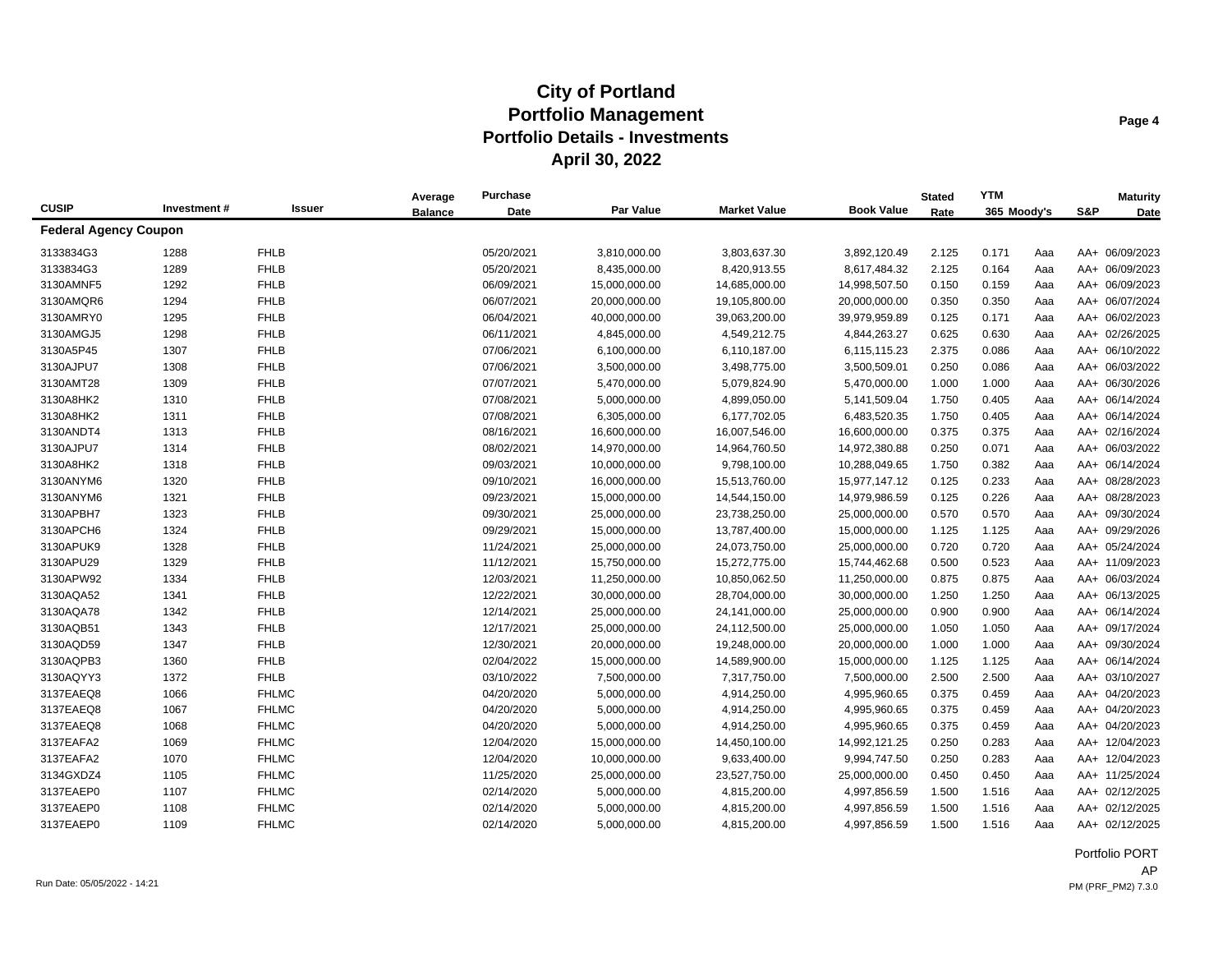# City of Portland
## Portfolio Management
## Portfolio Details - Investments
## April 30, 2022

| CUSIP | Investment # | Issuer | Average Balance | Purchase Date | Par Value | Market Value | Book Value | Stated Rate | YTM 365 | Moody's | S&P | Maturity Date |
|---|---|---|---|---|---|---|---|---|---|---|---|---|
| **Federal Agency Coupon** | | | | | | | | | | | | |
| 3133834G3 | 1288 | FHLB | | 05/20/2021 | 3,810,000.00 | 3,803,637.30 | 3,892,120.49 | 2.125 | 0.171 | Aaa | AA+ | 06/09/2023 |
| 3133834G3 | 1289 | FHLB | | 05/20/2021 | 8,435,000.00 | 8,420,913.55 | 8,617,484.32 | 2.125 | 0.164 | Aaa | AA+ | 06/09/2023 |
| 3130AMNF5 | 1292 | FHLB | | 06/09/2021 | 15,000,000.00 | 14,685,000.00 | 14,998,507.50 | 0.150 | 0.159 | Aaa | AA+ | 06/09/2023 |
| 3130AMQR6 | 1294 | FHLB | | 06/07/2021 | 20,000,000.00 | 19,105,800.00 | 20,000,000.00 | 0.350 | 0.350 | Aaa | AA+ | 06/07/2024 |
| 3130AMRY0 | 1295 | FHLB | | 06/04/2021 | 40,000,000.00 | 39,063,200.00 | 39,979,959.89 | 0.125 | 0.171 | Aaa | AA+ | 06/02/2023 |
| 3130AMGJ5 | 1298 | FHLB | | 06/11/2021 | 4,845,000.00 | 4,549,212.75 | 4,844,263.27 | 0.625 | 0.630 | Aaa | AA+ | 02/26/2025 |
| 3130A5P45 | 1307 | FHLB | | 07/06/2021 | 6,100,000.00 | 6,110,187.00 | 6,115,115.23 | 2.375 | 0.086 | Aaa | AA+ | 06/10/2022 |
| 3130AJPU7 | 1308 | FHLB | | 07/06/2021 | 3,500,000.00 | 3,498,775.00 | 3,500,509.01 | 0.250 | 0.086 | Aaa | AA+ | 06/03/2022 |
| 3130AMT28 | 1309 | FHLB | | 07/07/2021 | 5,470,000.00 | 5,079,824.90 | 5,470,000.00 | 1.000 | 1.000 | Aaa | AA+ | 06/30/2026 |
| 3130A8HK2 | 1310 | FHLB | | 07/08/2021 | 5,000,000.00 | 4,899,050.00 | 5,141,509.04 | 1.750 | 0.405 | Aaa | AA+ | 06/14/2024 |
| 3130A8HK2 | 1311 | FHLB | | 07/08/2021 | 6,305,000.00 | 6,177,702.05 | 6,483,520.35 | 1.750 | 0.405 | Aaa | AA+ | 06/14/2024 |
| 3130ANDT4 | 1313 | FHLB | | 08/16/2021 | 16,600,000.00 | 16,007,546.00 | 16,600,000.00 | 0.375 | 0.375 | Aaa | AA+ | 02/16/2024 |
| 3130AJPU7 | 1314 | FHLB | | 08/02/2021 | 14,970,000.00 | 14,964,760.50 | 14,972,380.88 | 0.250 | 0.071 | Aaa | AA+ | 06/03/2022 |
| 3130A8HK2 | 1318 | FHLB | | 09/03/2021 | 10,000,000.00 | 9,798,100.00 | 10,288,049.65 | 1.750 | 0.382 | Aaa | AA+ | 06/14/2024 |
| 3130ANYM6 | 1320 | FHLB | | 09/10/2021 | 16,000,000.00 | 15,513,760.00 | 15,977,147.12 | 0.125 | 0.233 | Aaa | AA+ | 08/28/2023 |
| 3130ANYM6 | 1321 | FHLB | | 09/23/2021 | 15,000,000.00 | 14,544,150.00 | 14,979,986.59 | 0.125 | 0.226 | Aaa | AA+ | 08/28/2023 |
| 3130APBH7 | 1323 | FHLB | | 09/30/2021 | 25,000,000.00 | 23,738,250.00 | 25,000,000.00 | 0.570 | 0.570 | Aaa | AA+ | 09/30/2024 |
| 3130APCH6 | 1324 | FHLB | | 09/29/2021 | 15,000,000.00 | 13,787,400.00 | 15,000,000.00 | 1.125 | 1.125 | Aaa | AA+ | 09/29/2026 |
| 3130APUK9 | 1328 | FHLB | | 11/24/2021 | 25,000,000.00 | 24,073,750.00 | 25,000,000.00 | 0.720 | 0.720 | Aaa | AA+ | 05/24/2024 |
| 3130APU29 | 1329 | FHLB | | 11/12/2021 | 15,750,000.00 | 15,272,775.00 | 15,744,462.68 | 0.500 | 0.523 | Aaa | AA+ | 11/09/2023 |
| 3130APW92 | 1334 | FHLB | | 12/03/2021 | 11,250,000.00 | 10,850,062.50 | 11,250,000.00 | 0.875 | 0.875 | Aaa | AA+ | 06/03/2024 |
| 3130AQA52 | 1341 | FHLB | | 12/22/2021 | 30,000,000.00 | 28,704,000.00 | 30,000,000.00 | 1.250 | 1.250 | Aaa | AA+ | 06/13/2025 |
| 3130AQA78 | 1342 | FHLB | | 12/14/2021 | 25,000,000.00 | 24,141,000.00 | 25,000,000.00 | 0.900 | 0.900 | Aaa | AA+ | 06/14/2024 |
| 3130AQB51 | 1343 | FHLB | | 12/17/2021 | 25,000,000.00 | 24,112,500.00 | 25,000,000.00 | 1.050 | 1.050 | Aaa | AA+ | 09/17/2024 |
| 3130AQD59 | 1347 | FHLB | | 12/30/2021 | 20,000,000.00 | 19,248,000.00 | 20,000,000.00 | 1.000 | 1.000 | Aaa | AA+ | 09/30/2024 |
| 3130AQPB3 | 1360 | FHLB | | 02/04/2022 | 15,000,000.00 | 14,589,900.00 | 15,000,000.00 | 1.125 | 1.125 | Aaa | AA+ | 06/14/2024 |
| 3130AQYY3 | 1372 | FHLB | | 03/10/2022 | 7,500,000.00 | 7,317,750.00 | 7,500,000.00 | 2.500 | 2.500 | Aaa | AA+ | 03/10/2027 |
| 3137EAEQ8 | 1066 | FHLMC | | 04/20/2020 | 5,000,000.00 | 4,914,250.00 | 4,995,960.65 | 0.375 | 0.459 | Aaa | AA+ | 04/20/2023 |
| 3137EAEQ8 | 1067 | FHLMC | | 04/20/2020 | 5,000,000.00 | 4,914,250.00 | 4,995,960.65 | 0.375 | 0.459 | Aaa | AA+ | 04/20/2023 |
| 3137EAEQ8 | 1068 | FHLMC | | 04/20/2020 | 5,000,000.00 | 4,914,250.00 | 4,995,960.65 | 0.375 | 0.459 | Aaa | AA+ | 04/20/2023 |
| 3137EAFA2 | 1069 | FHLMC | | 12/04/2020 | 15,000,000.00 | 14,450,100.00 | 14,992,121.25 | 0.250 | 0.283 | Aaa | AA+ | 12/04/2023 |
| 3137EAFA2 | 1070 | FHLMC | | 12/04/2020 | 10,000,000.00 | 9,633,400.00 | 9,994,747.50 | 0.250 | 0.283 | Aaa | AA+ | 12/04/2023 |
| 3134GXDZ4 | 1105 | FHLMC | | 11/25/2020 | 25,000,000.00 | 23,527,750.00 | 25,000,000.00 | 0.450 | 0.450 | Aaa | AA+ | 11/25/2024 |
| 3137EAEP0 | 1107 | FHLMC | | 02/14/2020 | 5,000,000.00 | 4,815,200.00 | 4,997,856.59 | 1.500 | 1.516 | Aaa | AA+ | 02/12/2025 |
| 3137EAEP0 | 1108 | FHLMC | | 02/14/2020 | 5,000,000.00 | 4,815,200.00 | 4,997,856.59 | 1.500 | 1.516 | Aaa | AA+ | 02/12/2025 |
| 3137EAEP0 | 1109 | FHLMC | | 02/14/2020 | 5,000,000.00 | 4,815,200.00 | 4,997,856.59 | 1.500 | 1.516 | Aaa | AA+ | 02/12/2025 |

Portfolio PORT
AP

Run Date: 05/05/2022 - 14:21 PM (PRF_PM2) 7.3.0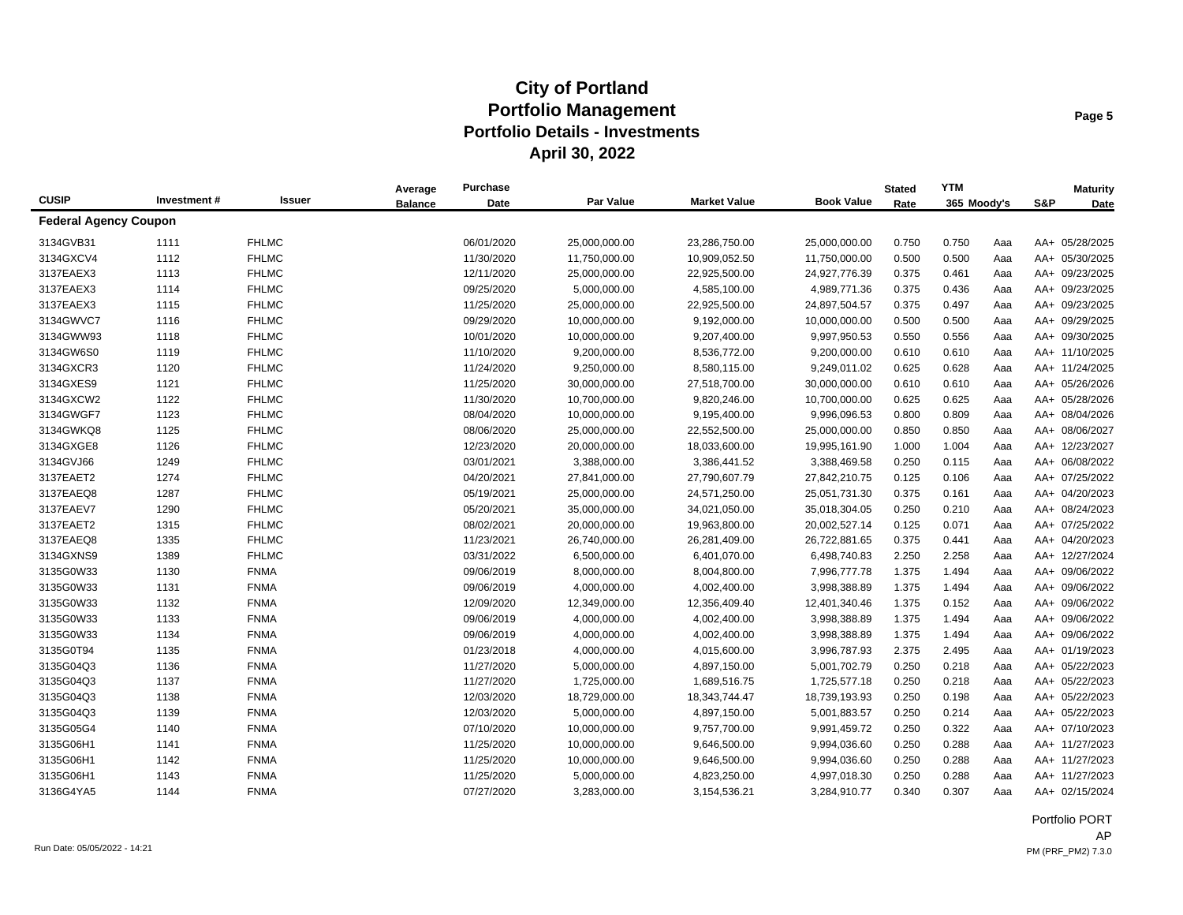# City of Portland
## Portfolio Management
## Portfolio Details - Investments
## April 30, 2022

| CUSIP | Investment # | Issuer | Average Balance | Purchase Date | Par Value | Market Value | Book Value | Stated Rate | YTM 365 | Moody's | S&P | Maturity Date |
|---|---|---|---|---|---|---|---|---|---|---|---|---|
| **Federal Agency Coupon** | | | | | | | | | | | | |
| 3134GVB31 | 1111 | FHLMC | | 06/01/2020 | 25,000,000.00 | 23,286,750.00 | 25,000,000.00 | 0.750 | 0.750 | Aaa | AA+ | 05/28/2025 |
| 3134GXCV4 | 1112 | FHLMC | | 11/30/2020 | 11,750,000.00 | 10,909,052.50 | 11,750,000.00 | 0.500 | 0.500 | Aaa | AA+ | 05/30/2025 |
| 3137EAEX3 | 1113 | FHLMC | | 12/11/2020 | 25,000,000.00 | 22,925,500.00 | 24,927,776.39 | 0.375 | 0.461 | Aaa | AA+ | 09/23/2025 |
| 3137EAEX3 | 1114 | FHLMC | | 09/25/2020 | 5,000,000.00 | 4,585,100.00 | 4,989,771.36 | 0.375 | 0.436 | Aaa | AA+ | 09/23/2025 |
| 3137EAEX3 | 1115 | FHLMC | | 11/25/2020 | 25,000,000.00 | 22,925,500.00 | 24,897,504.57 | 0.375 | 0.497 | Aaa | AA+ | 09/23/2025 |
| 3134GWVC7 | 1116 | FHLMC | | 09/29/2020 | 10,000,000.00 | 9,192,000.00 | 10,000,000.00 | 0.500 | 0.500 | Aaa | AA+ | 09/29/2025 |
| 3134GWW93 | 1118 | FHLMC | | 10/01/2020 | 10,000,000.00 | 9,207,400.00 | 9,997,950.53 | 0.550 | 0.556 | Aaa | AA+ | 09/30/2025 |
| 3134GW6S0 | 1119 | FHLMC | | 11/10/2020 | 9,200,000.00 | 8,536,772.00 | 9,200,000.00 | 0.610 | 0.610 | Aaa | AA+ | 11/10/2025 |
| 3134GXCR3 | 1120 | FHLMC | | 11/24/2020 | 9,250,000.00 | 8,580,115.00 | 9,249,011.02 | 0.625 | 0.628 | Aaa | AA+ | 11/24/2025 |
| 3134GXES9 | 1121 | FHLMC | | 11/25/2020 | 30,000,000.00 | 27,518,700.00 | 30,000,000.00 | 0.610 | 0.610 | Aaa | AA+ | 05/26/2026 |
| 3134GXCW2 | 1122 | FHLMC | | 11/30/2020 | 10,700,000.00 | 9,820,246.00 | 10,700,000.00 | 0.625 | 0.625 | Aaa | AA+ | 05/28/2026 |
| 3134GWGF7 | 1123 | FHLMC | | 08/04/2020 | 10,000,000.00 | 9,195,400.00 | 9,996,096.53 | 0.800 | 0.809 | Aaa | AA+ | 08/04/2026 |
| 3134GWKQ8 | 1125 | FHLMC | | 08/06/2020 | 25,000,000.00 | 22,552,500.00 | 25,000,000.00 | 0.850 | 0.850 | Aaa | AA+ | 08/06/2027 |
| 3134GXGE8 | 1126 | FHLMC | | 12/23/2020 | 20,000,000.00 | 18,033,600.00 | 19,995,161.90 | 1.000 | 1.004 | Aaa | AA+ | 12/23/2027 |
| 3134GVJ66 | 1249 | FHLMC | | 03/01/2021 | 3,388,000.00 | 3,386,441.52 | 3,388,469.58 | 0.250 | 0.115 | Aaa | AA+ | 06/08/2022 |
| 3137EAET2 | 1274 | FHLMC | | 04/20/2021 | 27,841,000.00 | 27,790,607.79 | 27,842,210.75 | 0.125 | 0.106 | Aaa | AA+ | 07/25/2022 |
| 3137EAEQ8 | 1287 | FHLMC | | 05/19/2021 | 25,000,000.00 | 24,571,250.00 | 25,051,731.30 | 0.375 | 0.161 | Aaa | AA+ | 04/20/2023 |
| 3137EAEV7 | 1290 | FHLMC | | 05/20/2021 | 35,000,000.00 | 34,021,050.00 | 35,018,304.05 | 0.250 | 0.210 | Aaa | AA+ | 08/24/2023 |
| 3137EAET2 | 1315 | FHLMC | | 08/02/2021 | 20,000,000.00 | 19,963,800.00 | 20,002,527.14 | 0.125 | 0.071 | Aaa | AA+ | 07/25/2022 |
| 3137EAEQ8 | 1335 | FHLMC | | 11/23/2021 | 26,740,000.00 | 26,281,409.00 | 26,722,881.65 | 0.375 | 0.441 | Aaa | AA+ | 04/20/2023 |
| 3134GXNS9 | 1389 | FHLMC | | 03/31/2022 | 6,500,000.00 | 6,401,070.00 | 6,498,740.83 | 2.250 | 2.258 | Aaa | AA+ | 12/27/2024 |
| 3135G0W33 | 1130 | FNMA | | 09/06/2019 | 8,000,000.00 | 8,004,800.00 | 7,996,777.78 | 1.375 | 1.494 | Aaa | AA+ | 09/06/2022 |
| 3135G0W33 | 1131 | FNMA | | 09/06/2019 | 4,000,000.00 | 4,002,400.00 | 3,998,388.89 | 1.375 | 1.494 | Aaa | AA+ | 09/06/2022 |
| 3135G0W33 | 1132 | FNMA | | 12/09/2020 | 12,349,000.00 | 12,356,409.40 | 12,401,340.46 | 1.375 | 0.152 | Aaa | AA+ | 09/06/2022 |
| 3135G0W33 | 1133 | FNMA | | 09/06/2019 | 4,000,000.00 | 4,002,400.00 | 3,998,388.89 | 1.375 | 1.494 | Aaa | AA+ | 09/06/2022 |
| 3135G0W33 | 1134 | FNMA | | 09/06/2019 | 4,000,000.00 | 4,002,400.00 | 3,998,388.89 | 1.375 | 1.494 | Aaa | AA+ | 09/06/2022 |
| 3135G0T94 | 1135 | FNMA | | 01/23/2018 | 4,000,000.00 | 4,015,600.00 | 3,996,787.93 | 2.375 | 2.495 | Aaa | AA+ | 01/19/2023 |
| 3135G04Q3 | 1136 | FNMA | | 11/27/2020 | 5,000,000.00 | 4,897,150.00 | 5,001,702.79 | 0.250 | 0.218 | Aaa | AA+ | 05/22/2023 |
| 3135G04Q3 | 1137 | FNMA | | 11/27/2020 | 1,725,000.00 | 1,689,516.75 | 1,725,577.18 | 0.250 | 0.218 | Aaa | AA+ | 05/22/2023 |
| 3135G04Q3 | 1138 | FNMA | | 12/03/2020 | 18,729,000.00 | 18,343,744.47 | 18,739,193.93 | 0.250 | 0.198 | Aaa | AA+ | 05/22/2023 |
| 3135G04Q3 | 1139 | FNMA | | 12/03/2020 | 5,000,000.00 | 4,897,150.00 | 5,001,883.57 | 0.250 | 0.214 | Aaa | AA+ | 05/22/2023 |
| 3135G05G4 | 1140 | FNMA | | 07/10/2020 | 10,000,000.00 | 9,757,700.00 | 9,991,459.72 | 0.250 | 0.322 | Aaa | AA+ | 07/10/2023 |
| 3135G06H1 | 1141 | FNMA | | 11/25/2020 | 10,000,000.00 | 9,646,500.00 | 9,994,036.60 | 0.250 | 0.288 | Aaa | AA+ | 11/27/2023 |
| 3135G06H1 | 1142 | FNMA | | 11/25/2020 | 10,000,000.00 | 9,646,500.00 | 9,994,036.60 | 0.250 | 0.288 | Aaa | AA+ | 11/27/2023 |
| 3135G06H1 | 1143 | FNMA | | 11/25/2020 | 5,000,000.00 | 4,823,250.00 | 4,997,018.30 | 0.250 | 0.288 | Aaa | AA+ | 11/27/2023 |
| 3136G4YA5 | 1144 | FNMA | | 07/27/2020 | 3,283,000.00 | 3,154,536.21 | 3,284,910.77 | 0.340 | 0.307 | Aaa | AA+ | 02/15/2024 |

Portfolio PORT
AP

Run Date: 05/05/2022 - 14:21

PM (PRF_PM2) 7.3.0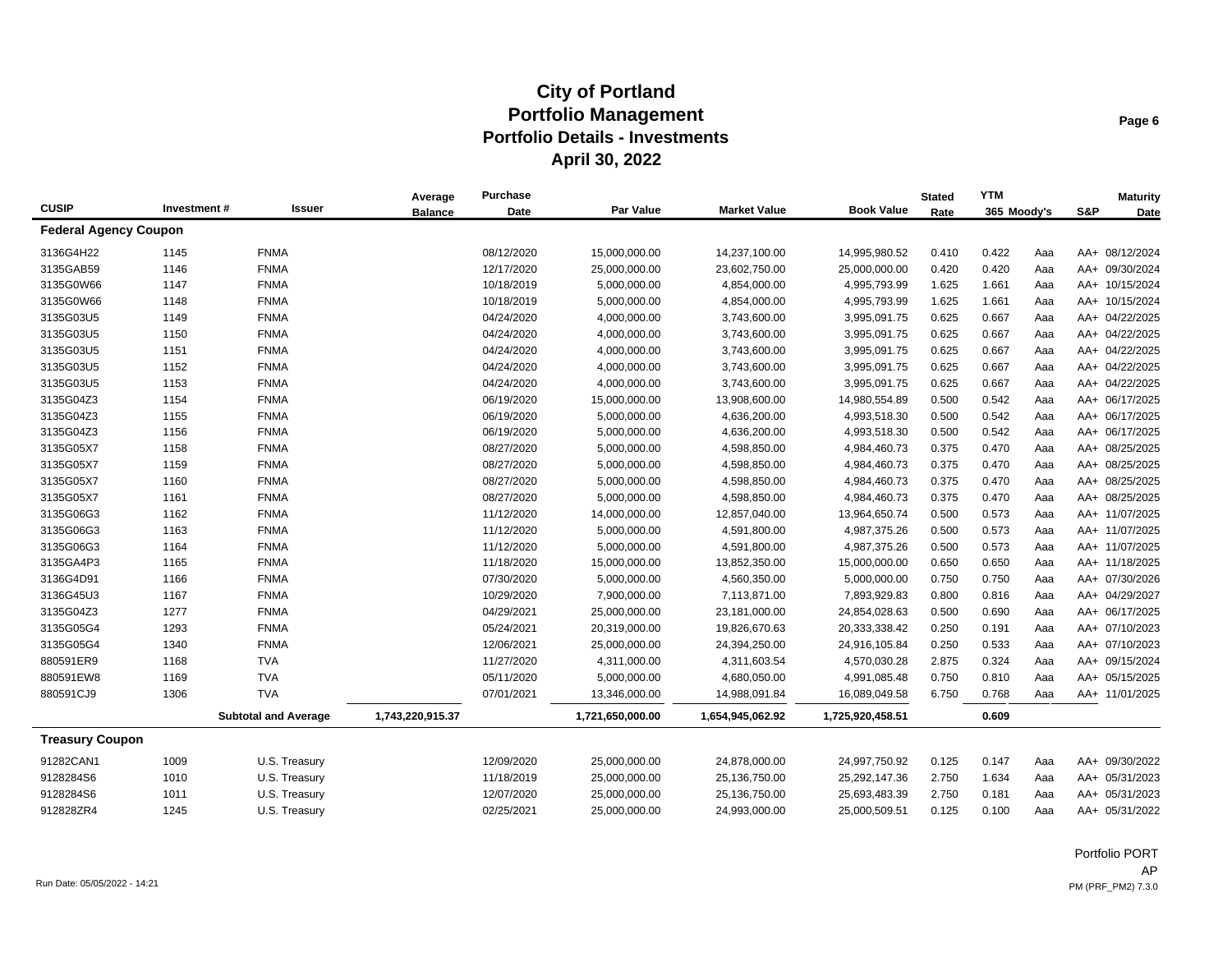# City of Portland
## Portfolio Management
## Portfolio Details - Investments
## April 30, 2022

| CUSIP | Investment # | Issuer | Average Balance | Purchase Date | Par Value | Market Value | Book Value | Stated Rate | YTM 365 | Moody's | S&P | Maturity Date |
|---|---|---|---|---|---|---|---|---|---|---|---|---|
| **Federal Agency Coupon** | | | | | | | | | | | | |
| 3136G4H22 | 1145 | FNMA | | 08/12/2020 | 15,000,000.00 | 14,237,100.00 | 14,995,980.52 | 0.410 | 0.422 | Aaa | AA+ | 08/12/2024 |
| 3135GAB59 | 1146 | FNMA | | 12/17/2020 | 25,000,000.00 | 23,602,750.00 | 25,000,000.00 | 0.420 | 0.420 | Aaa | AA+ | 09/30/2024 |
| 3135G0W66 | 1147 | FNMA | | 10/18/2019 | 5,000,000.00 | 4,854,000.00 | 4,995,793.99 | 1.625 | 1.661 | Aaa | AA+ | 10/15/2024 |
| 3135G0W66 | 1148 | FNMA | | 10/18/2019 | 5,000,000.00 | 4,854,000.00 | 4,995,793.99 | 1.625 | 1.661 | Aaa | AA+ | 10/15/2024 |
| 3135G03U5 | 1149 | FNMA | | 04/24/2020 | 4,000,000.00 | 3,743,600.00 | 3,995,091.75 | 0.625 | 0.667 | Aaa | AA+ | 04/22/2025 |
| 3135G03U5 | 1150 | FNMA | | 04/24/2020 | 4,000,000.00 | 3,743,600.00 | 3,995,091.75 | 0.625 | 0.667 | Aaa | AA+ | 04/22/2025 |
| 3135G03U5 | 1151 | FNMA | | 04/24/2020 | 4,000,000.00 | 3,743,600.00 | 3,995,091.75 | 0.625 | 0.667 | Aaa | AA+ | 04/22/2025 |
| 3135G03U5 | 1152 | FNMA | | 04/24/2020 | 4,000,000.00 | 3,743,600.00 | 3,995,091.75 | 0.625 | 0.667 | Aaa | AA+ | 04/22/2025 |
| 3135G03U5 | 1153 | FNMA | | 04/24/2020 | 4,000,000.00 | 3,743,600.00 | 3,995,091.75 | 0.625 | 0.667 | Aaa | AA+ | 04/22/2025 |
| 3135G04Z3 | 1154 | FNMA | | 06/19/2020 | 15,000,000.00 | 13,908,600.00 | 14,980,554.89 | 0.500 | 0.542 | Aaa | AA+ | 06/17/2025 |
| 3135G04Z3 | 1155 | FNMA | | 06/19/2020 | 5,000,000.00 | 4,636,200.00 | 4,993,518.30 | 0.500 | 0.542 | Aaa | AA+ | 06/17/2025 |
| 3135G04Z3 | 1156 | FNMA | | 06/19/2020 | 5,000,000.00 | 4,636,200.00 | 4,993,518.30 | 0.500 | 0.542 | Aaa | AA+ | 06/17/2025 |
| 3135G05X7 | 1158 | FNMA | | 08/27/2020 | 5,000,000.00 | 4,598,850.00 | 4,984,460.73 | 0.375 | 0.470 | Aaa | AA+ | 08/25/2025 |
| 3135G05X7 | 1159 | FNMA | | 08/27/2020 | 5,000,000.00 | 4,598,850.00 | 4,984,460.73 | 0.375 | 0.470 | Aaa | AA+ | 08/25/2025 |
| 3135G05X7 | 1160 | FNMA | | 08/27/2020 | 5,000,000.00 | 4,598,850.00 | 4,984,460.73 | 0.375 | 0.470 | Aaa | AA+ | 08/25/2025 |
| 3135G05X7 | 1161 | FNMA | | 08/27/2020 | 5,000,000.00 | 4,598,850.00 | 4,984,460.73 | 0.375 | 0.470 | Aaa | AA+ | 08/25/2025 |
| 3135G06G3 | 1162 | FNMA | | 11/12/2020 | 14,000,000.00 | 12,857,040.00 | 13,964,650.74 | 0.500 | 0.573 | Aaa | AA+ | 11/07/2025 |
| 3135G06G3 | 1163 | FNMA | | 11/12/2020 | 5,000,000.00 | 4,591,800.00 | 4,987,375.26 | 0.500 | 0.573 | Aaa | AA+ | 11/07/2025 |
| 3135G06G3 | 1164 | FNMA | | 11/12/2020 | 5,000,000.00 | 4,591,800.00 | 4,987,375.26 | 0.500 | 0.573 | Aaa | AA+ | 11/07/2025 |
| 3135GA4P3 | 1165 | FNMA | | 11/18/2020 | 15,000,000.00 | 13,852,350.00 | 15,000,000.00 | 0.650 | 0.650 | Aaa | AA+ | 11/18/2025 |
| 3136G4D91 | 1166 | FNMA | | 07/30/2020 | 5,000,000.00 | 4,560,350.00 | 5,000,000.00 | 0.750 | 0.750 | Aaa | AA+ | 07/30/2026 |
| 3136G45U3 | 1167 | FNMA | | 10/29/2020 | 7,900,000.00 | 7,113,871.00 | 7,893,929.83 | 0.800 | 0.816 | Aaa | AA+ | 04/29/2027 |
| 3135G04Z3 | 1277 | FNMA | | 04/29/2021 | 25,000,000.00 | 23,181,000.00 | 24,854,028.63 | 0.500 | 0.690 | Aaa | AA+ | 06/17/2025 |
| 3135G05G4 | 1293 | FNMA | | 05/24/2021 | 20,319,000.00 | 19,826,670.63 | 20,333,338.42 | 0.250 | 0.191 | Aaa | AA+ | 07/10/2023 |
| 3135G05G4 | 1340 | FNMA | | 12/06/2021 | 25,000,000.00 | 24,394,250.00 | 24,916,105.84 | 0.250 | 0.533 | Aaa | AA+ | 07/10/2023 |
| 880591ER9 | 1168 | TVA | | 11/27/2020 | 4,311,000.00 | 4,311,603.54 | 4,570,030.28 | 2.875 | 0.324 | Aaa | AA+ | 09/15/2024 |
| 880591EW8 | 1169 | TVA | | 05/11/2020 | 5,000,000.00 | 4,680,050.00 | 4,991,085.48 | 0.750 | 0.810 | Aaa | AA+ | 05/15/2025 |
| 880591CJ9 | 1306 | TVA | | 07/01/2021 | 13,346,000.00 | 14,988,091.84 | 16,089,049.58 | 6.750 | 0.768 | Aaa | AA+ | 11/01/2025 |
| | | **Subtotal and Average** | **1,743,220,915.37** | | **1,721,650,000.00** | **1,654,945,062.92** | **1,725,920,458.51** | | **0.609** | | | |
| **Treasury Coupon** | | | | | | | | | | | | |
| 91282CAN1 | 1009 | U.S. Treasury | | 12/09/2020 | 25,000,000.00 | 24,878,000.00 | 24,997,750.92 | 0.125 | 0.147 | Aaa | AA+ | 09/30/2022 |
| 9128284S6 | 1010 | U.S. Treasury | | 11/18/2019 | 25,000,000.00 | 25,136,750.00 | 25,292,147.36 | 2.750 | 1.634 | Aaa | AA+ | 05/31/2023 |
| 9128284S6 | 1011 | U.S. Treasury | | 12/07/2020 | 25,000,000.00 | 25,136,750.00 | 25,693,483.39 | 2.750 | 0.181 | Aaa | AA+ | 05/31/2023 |
| 912828ZR4 | 1245 | U.S. Treasury | | 02/25/2021 | 25,000,000.00 | 24,993,000.00 | 25,000,509.51 | 0.125 | 0.100 | Aaa | AA+ | 05/31/2022 |

Run Date: 05/05/2022 - 14:21

Portfolio PORT
AP
PM (PRF_PM2) 7.3.0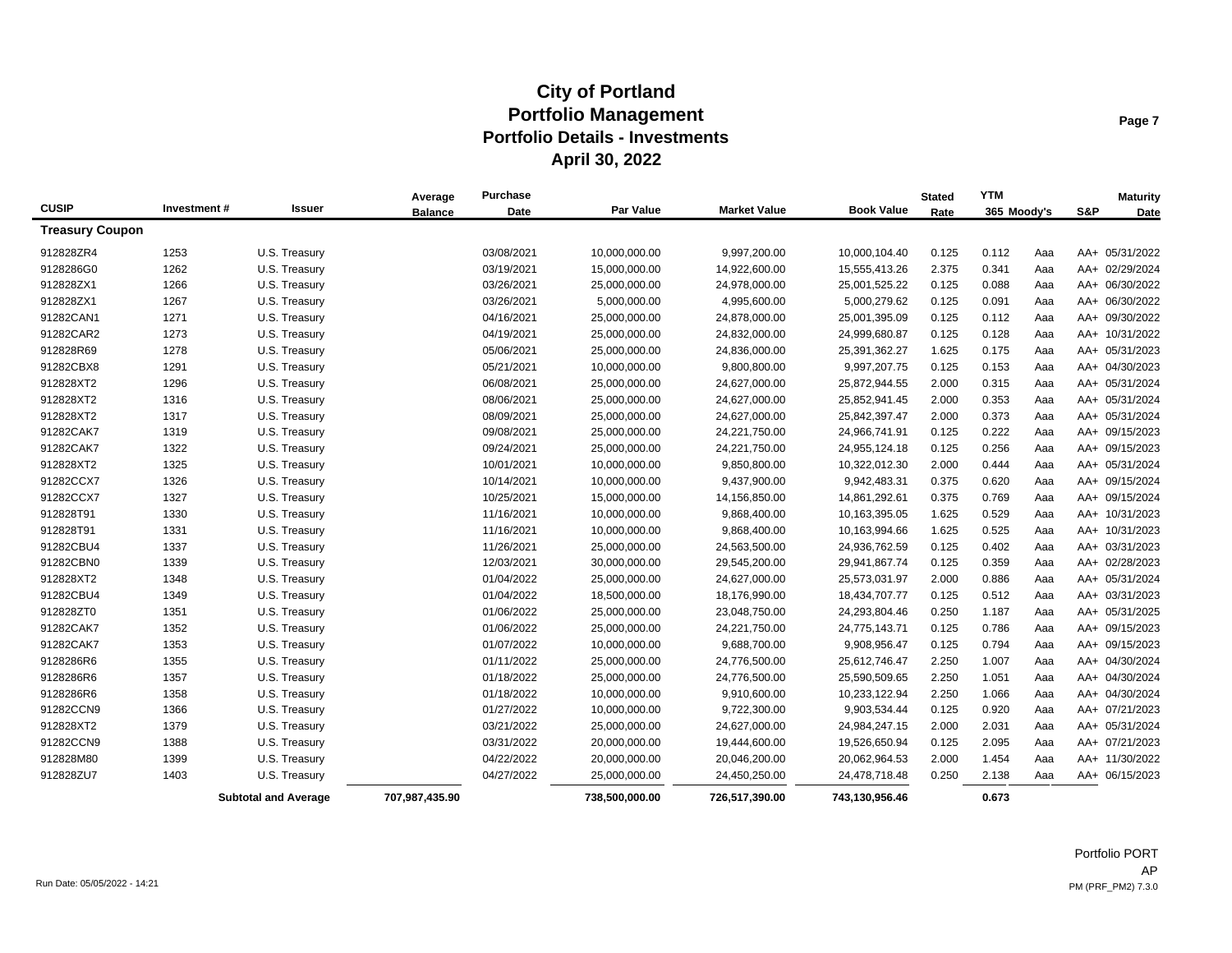# City of Portland
## Portfolio Management
## Portfolio Details - Investments
## April 30, 2022

| CUSIP | Investment # | Issuer | Average Balance | Purchase Date | Par Value | Market Value | Book Value | Stated Rate | YTM 365 | Moody's | S&P | Maturity Date |
|---|---|---|---|---|---|---|---|---|---|---|---|---|
| **Treasury Coupon** | | | | | | | | | | | | |
| 912828ZR4 | 1253 | U.S. Treasury | | 03/08/2021 | 10,000,000.00 | 9,997,200.00 | 10,000,104.40 | 0.125 | 0.112 | Aaa | AA+ | 05/31/2022 |
| 9128286G0 | 1262 | U.S. Treasury | | 03/19/2021 | 15,000,000.00 | 14,922,600.00 | 15,555,413.26 | 2.375 | 0.341 | Aaa | AA+ | 02/29/2024 |
| 912828ZX1 | 1266 | U.S. Treasury | | 03/26/2021 | 25,000,000.00 | 24,978,000.00 | 25,001,525.22 | 0.125 | 0.088 | Aaa | AA+ | 06/30/2022 |
| 912828ZX1 | 1267 | U.S. Treasury | | 03/26/2021 | 5,000,000.00 | 4,995,600.00 | 5,000,279.62 | 0.125 | 0.091 | Aaa | AA+ | 06/30/2022 |
| 91282CAN1 | 1271 | U.S. Treasury | | 04/16/2021 | 25,000,000.00 | 24,878,000.00 | 25,001,395.09 | 0.125 | 0.112 | Aaa | AA+ | 09/30/2022 |
| 91282CAR2 | 1273 | U.S. Treasury | | 04/19/2021 | 25,000,000.00 | 24,832,000.00 | 24,999,680.87 | 0.125 | 0.128 | Aaa | AA+ | 10/31/2022 |
| 912828R69 | 1278 | U.S. Treasury | | 05/06/2021 | 25,000,000.00 | 24,836,000.00 | 25,391,362.27 | 1.625 | 0.175 | Aaa | AA+ | 05/31/2023 |
| 91282CBX8 | 1291 | U.S. Treasury | | 05/21/2021 | 10,000,000.00 | 9,800,800.00 | 9,997,207.75 | 0.125 | 0.153 | Aaa | AA+ | 04/30/2023 |
| 912828XT2 | 1296 | U.S. Treasury | | 06/08/2021 | 25,000,000.00 | 24,627,000.00 | 25,872,944.55 | 2.000 | 0.315 | Aaa | AA+ | 05/31/2024 |
| 912828XT2 | 1316 | U.S. Treasury | | 08/06/2021 | 25,000,000.00 | 24,627,000.00 | 25,852,941.45 | 2.000 | 0.353 | Aaa | AA+ | 05/31/2024 |
| 912828XT2 | 1317 | U.S. Treasury | | 08/09/2021 | 25,000,000.00 | 24,627,000.00 | 25,842,397.47 | 2.000 | 0.373 | Aaa | AA+ | 05/31/2024 |
| 91282CAK7 | 1319 | U.S. Treasury | | 09/08/2021 | 25,000,000.00 | 24,221,750.00 | 24,966,741.91 | 0.125 | 0.222 | Aaa | AA+ | 09/15/2023 |
| 91282CAK7 | 1322 | U.S. Treasury | | 09/24/2021 | 25,000,000.00 | 24,221,750.00 | 24,955,124.18 | 0.125 | 0.256 | Aaa | AA+ | 09/15/2023 |
| 912828XT2 | 1325 | U.S. Treasury | | 10/01/2021 | 10,000,000.00 | 9,850,800.00 | 10,322,012.30 | 2.000 | 0.444 | Aaa | AA+ | 05/31/2024 |
| 91282CCX7 | 1326 | U.S. Treasury | | 10/14/2021 | 10,000,000.00 | 9,437,900.00 | 9,942,483.31 | 0.375 | 0.620 | Aaa | AA+ | 09/15/2024 |
| 91282CCX7 | 1327 | U.S. Treasury | | 10/25/2021 | 15,000,000.00 | 14,156,850.00 | 14,861,292.61 | 0.375 | 0.769 | Aaa | AA+ | 09/15/2024 |
| 912828T91 | 1330 | U.S. Treasury | | 11/16/2021 | 10,000,000.00 | 9,868,400.00 | 10,163,395.05 | 1.625 | 0.529 | Aaa | AA+ | 10/31/2023 |
| 912828T91 | 1331 | U.S. Treasury | | 11/16/2021 | 10,000,000.00 | 9,868,400.00 | 10,163,994.66 | 1.625 | 0.525 | Aaa | AA+ | 10/31/2023 |
| 91282CBU4 | 1337 | U.S. Treasury | | 11/26/2021 | 25,000,000.00 | 24,563,500.00 | 24,936,762.59 | 0.125 | 0.402 | Aaa | AA+ | 03/31/2023 |
| 91282CBN0 | 1339 | U.S. Treasury | | 12/03/2021 | 30,000,000.00 | 29,545,200.00 | 29,941,867.74 | 0.125 | 0.359 | Aaa | AA+ | 02/28/2023 |
| 912828XT2 | 1348 | U.S. Treasury | | 01/04/2022 | 25,000,000.00 | 24,627,000.00 | 25,573,031.97 | 2.000 | 0.886 | Aaa | AA+ | 05/31/2024 |
| 91282CBU4 | 1349 | U.S. Treasury | | 01/04/2022 | 18,500,000.00 | 18,176,990.00 | 18,434,707.77 | 0.125 | 0.512 | Aaa | AA+ | 03/31/2023 |
| 912828ZT0 | 1351 | U.S. Treasury | | 01/06/2022 | 25,000,000.00 | 23,048,750.00 | 24,293,804.46 | 0.250 | 1.187 | Aaa | AA+ | 05/31/2025 |
| 91282CAK7 | 1352 | U.S. Treasury | | 01/06/2022 | 25,000,000.00 | 24,221,750.00 | 24,775,143.71 | 0.125 | 0.786 | Aaa | AA+ | 09/15/2023 |
| 91282CAK7 | 1353 | U.S. Treasury | | 01/07/2022 | 10,000,000.00 | 9,688,700.00 | 9,908,956.47 | 0.125 | 0.794 | Aaa | AA+ | 09/15/2023 |
| 9128286R6 | 1355 | U.S. Treasury | | 01/11/2022 | 25,000,000.00 | 24,776,500.00 | 25,612,746.47 | 2.250 | 1.007 | Aaa | AA+ | 04/30/2024 |
| 9128286R6 | 1357 | U.S. Treasury | | 01/18/2022 | 25,000,000.00 | 24,776,500.00 | 25,590,509.65 | 2.250 | 1.051 | Aaa | AA+ | 04/30/2024 |
| 9128286R6 | 1358 | U.S. Treasury | | 01/18/2022 | 10,000,000.00 | 9,910,600.00 | 10,233,122.94 | 2.250 | 1.066 | Aaa | AA+ | 04/30/2024 |
| 91282CCN9 | 1366 | U.S. Treasury | | 01/27/2022 | 10,000,000.00 | 9,722,300.00 | 9,903,534.44 | 0.125 | 0.920 | Aaa | AA+ | 07/21/2023 |
| 912828XT2 | 1379 | U.S. Treasury | | 03/21/2022 | 25,000,000.00 | 24,627,000.00 | 24,984,247.15 | 2.000 | 2.031 | Aaa | AA+ | 05/31/2024 |
| 91282CCN9 | 1388 | U.S. Treasury | | 03/31/2022 | 20,000,000.00 | 19,444,600.00 | 19,526,650.94 | 0.125 | 2.095 | Aaa | AA+ | 07/21/2023 |
| 912828M80 | 1399 | U.S. Treasury | | 04/22/2022 | 20,000,000.00 | 20,046,200.00 | 20,062,964.53 | 2.000 | 1.454 | Aaa | AA+ | 11/30/2022 |
| 912828ZU7 | 1403 | U.S. Treasury | | 04/27/2022 | 25,000,000.00 | 24,450,250.00 | 24,478,718.48 | 0.250 | 2.138 | Aaa | AA+ | 06/15/2023 |
| | | **Subtotal and Average** | 707,987,435.90 | | 738,500,000.00 | 726,517,390.00 | 743,130,956.46 | | 0.673 | | | |

Portfolio PORT
AP

Run Date: 05/05/2022 - 14:21

PM (PRF_PM2) 7.3.0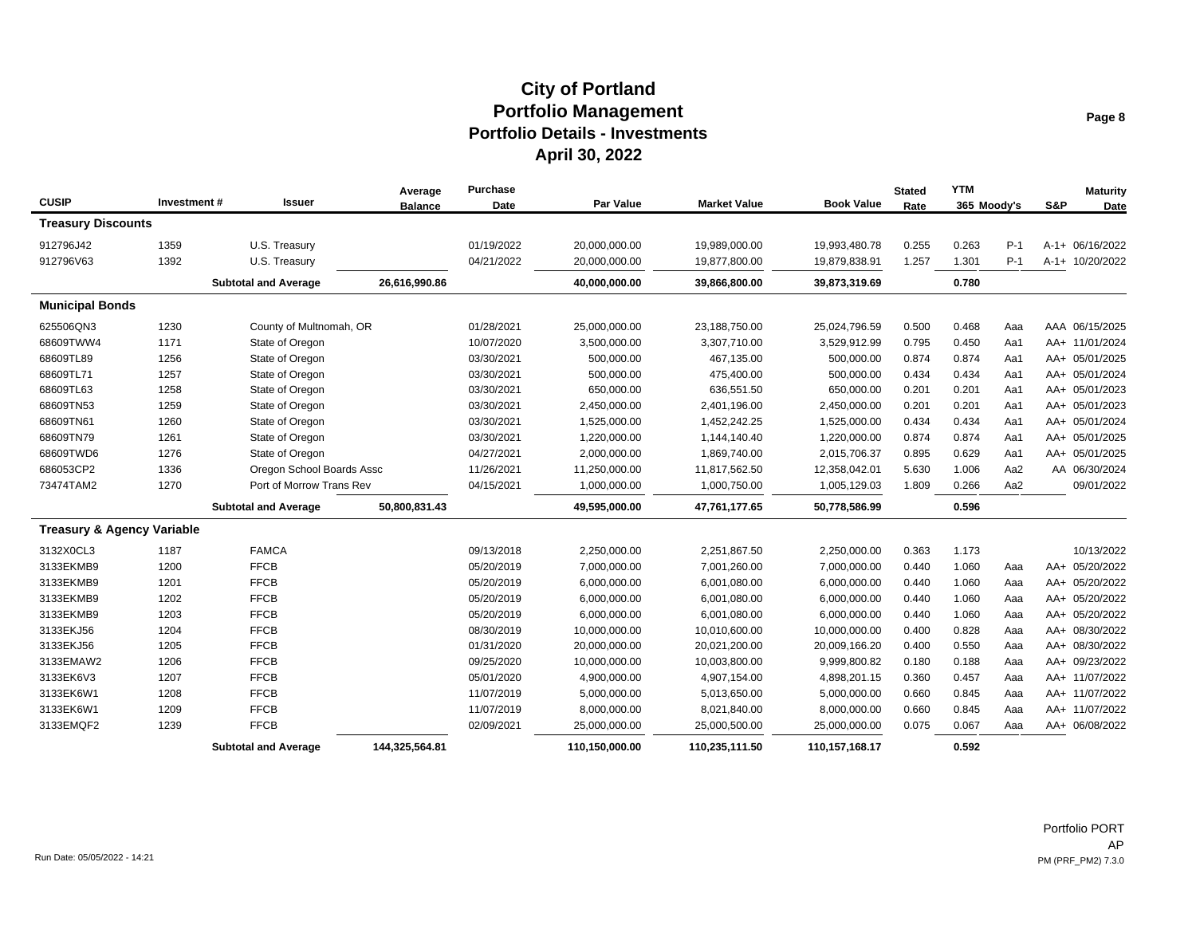# City of Portland
## Portfolio Management
## Portfolio Details - Investments
## April 30, 2022

| CUSIP | Investment # | Issuer | Average Balance | Purchase Date | Par Value | Market Value | Book Value | Stated Rate | YTM 365 | Moody's | S&P | Maturity Date |
|---|---|---|---|---|---|---|---|---|---|---|---|---|
| **Treasury Discounts** | | | | | | | | | | | | |
| 912796J42 | 1359 | U.S. Treasury | | 01/19/2022 | 20,000,000.00 | 19,989,000.00 | 19,993,480.78 | 0.255 | 0.263 | P-1 | A-1+ | 06/16/2022 |
| 912796V63 | 1392 | U.S. Treasury | | 04/21/2022 | 20,000,000.00 | 19,877,800.00 | 19,879,838.91 | 1.257 | 1.301 | P-1 | A-1+ | 10/20/2022 |
| | | **Subtotal and Average** | **26,616,990.86** | | **40,000,000.00** | **39,866,800.00** | **39,873,319.69** | | **0.780** | | | |
| **Municipal Bonds** | | | | | | | | | | | | |
| 625506QN3 | 1230 | County of Multnomah, OR | | 01/28/2021 | 25,000,000.00 | 23,188,750.00 | 25,024,796.59 | 0.500 | 0.468 | Aaa | AAA | 06/15/2025 |
| 68609TWW4 | 1171 | State of Oregon | | 10/07/2020 | 3,500,000.00 | 3,307,710.00 | 3,529,912.99 | 0.795 | 0.450 | Aa1 | AA+ | 11/01/2024 |
| 68609TL89 | 1256 | State of Oregon | | 03/30/2021 | 500,000.00 | 467,135.00 | 500,000.00 | 0.874 | 0.874 | Aa1 | AA+ | 05/01/2025 |
| 68609TL71 | 1257 | State of Oregon | | 03/30/2021 | 500,000.00 | 475,400.00 | 500,000.00 | 0.434 | 0.434 | Aa1 | AA+ | 05/01/2024 |
| 68609TL63 | 1258 | State of Oregon | | 03/30/2021 | 650,000.00 | 636,551.50 | 650,000.00 | 0.201 | 0.201 | Aa1 | AA+ | 05/01/2023 |
| 68609TN53 | 1259 | State of Oregon | | 03/30/2021 | 2,450,000.00 | 2,401,196.00 | 2,450,000.00 | 0.201 | 0.201 | Aa1 | AA+ | 05/01/2023 |
| 68609TN61 | 1260 | State of Oregon | | 03/30/2021 | 1,525,000.00 | 1,452,242.25 | 1,525,000.00 | 0.434 | 0.434 | Aa1 | AA+ | 05/01/2024 |
| 68609TN79 | 1261 | State of Oregon | | 03/30/2021 | 1,220,000.00 | 1,144,140.40 | 1,220,000.00 | 0.874 | 0.874 | Aa1 | AA+ | 05/01/2025 |
| 68609TWD6 | 1276 | State of Oregon | | 04/27/2021 | 2,000,000.00 | 1,869,740.00 | 2,015,706.37 | 0.895 | 0.629 | Aa1 | AA+ | 05/01/2025 |
| 686053CP2 | 1336 | Oregon School Boards Assc | | 11/26/2021 | 11,250,000.00 | 11,817,562.50 | 12,358,042.01 | 5.630 | 1.006 | Aa2 | AA | 06/30/2024 |
| 73474TAM2 | 1270 | Port of Morrow Trans Rev | | 04/15/2021 | 1,000,000.00 | 1,000,750.00 | 1,005,129.03 | 1.809 | 0.266 | Aa2 | | 09/01/2022 |
| | | **Subtotal and Average** | **50,800,831.43** | | **49,595,000.00** | **47,761,177.65** | **50,778,586.99** | | **0.596** | | | |
| **Treasury & Agency Variable** | | | | | | | | | | | | |
| 3132X0CL3 | 1187 | FAMCA | | 09/13/2018 | 2,250,000.00 | 2,251,867.50 | 2,250,000.00 | 0.363 | 1.173 | | | 10/13/2022 |
| 3133EKMB9 | 1200 | FFCB | | 05/20/2019 | 7,000,000.00 | 7,001,260.00 | 7,000,000.00 | 0.440 | 1.060 | Aaa | AA+ | 05/20/2022 |
| 3133EKMB9 | 1201 | FFCB | | 05/20/2019 | 6,000,000.00 | 6,001,080.00 | 6,000,000.00 | 0.440 | 1.060 | Aaa | AA+ | 05/20/2022 |
| 3133EKMB9 | 1202 | FFCB | | 05/20/2019 | 6,000,000.00 | 6,001,080.00 | 6,000,000.00 | 0.440 | 1.060 | Aaa | AA+ | 05/20/2022 |
| 3133EKMB9 | 1203 | FFCB | | 05/20/2019 | 6,000,000.00 | 6,001,080.00 | 6,000,000.00 | 0.440 | 1.060 | Aaa | AA+ | 05/20/2022 |
| 3133EKJ56 | 1204 | FFCB | | 08/30/2019 | 10,000,000.00 | 10,010,600.00 | 10,000,000.00 | 0.400 | 0.828 | Aaa | AA+ | 08/30/2022 |
| 3133EKJ56 | 1205 | FFCB | | 01/31/2020 | 20,000,000.00 | 20,021,200.00 | 20,009,166.20 | 0.400 | 0.550 | Aaa | AA+ | 08/30/2022 |
| 3133EMAW2 | 1206 | FFCB | | 09/25/2020 | 10,000,000.00 | 10,003,800.00 | 9,999,800.82 | 0.180 | 0.188 | Aaa | AA+ | 09/23/2022 |
| 3133EK6V3 | 1207 | FFCB | | 05/01/2020 | 4,900,000.00 | 4,907,154.00 | 4,898,201.15 | 0.360 | 0.457 | Aaa | AA+ | 11/07/2022 |
| 3133EK6W1 | 1208 | FFCB | | 11/07/2019 | 5,000,000.00 | 5,013,650.00 | 5,000,000.00 | 0.660 | 0.845 | Aaa | AA+ | 11/07/2022 |
| 3133EK6W1 | 1209 | FFCB | | 11/07/2019 | 8,000,000.00 | 8,021,840.00 | 8,000,000.00 | 0.660 | 0.845 | Aaa | AA+ | 11/07/2022 |
| 3133EMQF2 | 1239 | FFCB | | 02/09/2021 | 25,000,000.00 | 25,000,500.00 | 25,000,000.00 | 0.075 | 0.067 | Aaa | AA+ | 06/08/2022 |
| | | **Subtotal and Average** | **144,325,564.81** | | **110,150,000.00** | **110,235,111.50** | **110,157,168.17** | | **0.592** | | | |

Run Date: 05/05/2022 - 14:21

Portfolio PORT
AP
PM (PRF_PM2) 7.3.0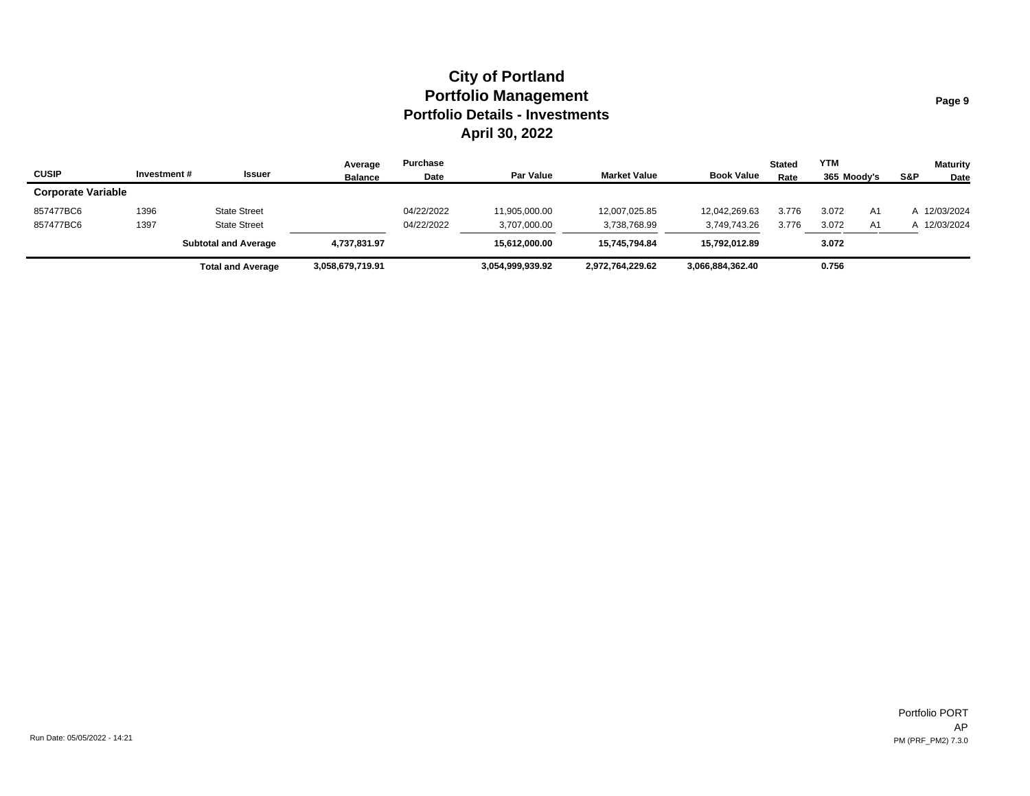# City of Portland
## Portfolio Management
## Portfolio Details - Investments
## April 30, 2022

| CUSIP | Investment # | Issuer | Average Balance | Purchase Date | Par Value | Market Value | Book Value | Stated Rate | YTM 365 | Moody's | S&P | Maturity Date |
|---|---|---|---|---|---|---|---|---|---|---|---|---|
| **Corporate Variable** | | | | | | | | | | | | |
| 857477BC6 | 1396 | State Street | | 04/22/2022 | 11,905,000.00 | 12,007,025.85 | 12,042,269.63 | 3.776 | 3.072 | A1 | A | 12/03/2024 |
| 857477BC6 | 1397 | State Street | | 04/22/2022 | 3,707,000.00 | 3,738,768.99 | 3,749,743.26 | 3.776 | 3.072 | A1 | A | 12/03/2024 |
| | | **Subtotal and Average** | **4,737,831.97** | | **15,612,000.00** | **15,745,794.84** | **15,792,012.89** | | **3.072** | | | |
| | | **Total and Average** | **3,058,679,719.91** | | **3,054,999,939.92** | **2,972,764,229.62** | **3,066,884,362.40** | | **0.756** | | | |

Run Date: 05/05/2022 - 14:21

Portfolio PORT
AP
PM (PRF_PM2) 7.3.0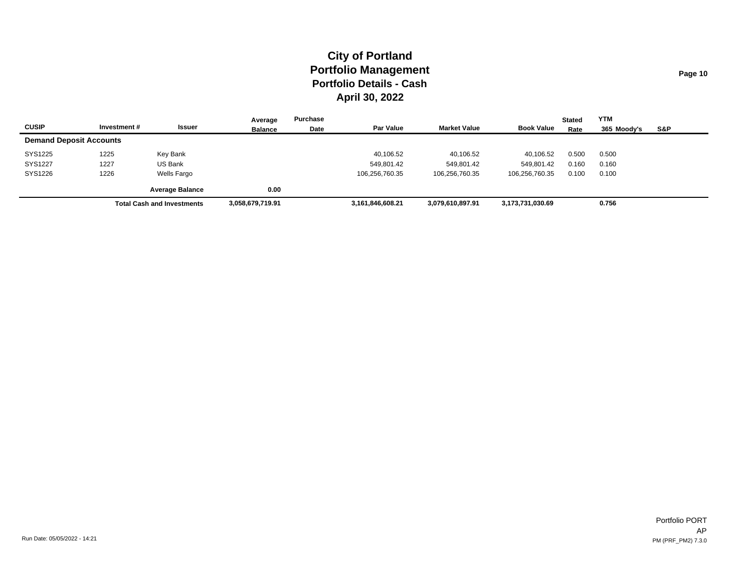# City of Portland
## Portfolio Management
### Portfolio Details - Cash
### April 30, 2022

| CUSIP | Investment # | Issuer | Average Balance | Purchase Date | Par Value | Market Value | Book Value | Stated Rate | YTM 365 | Moody's | S&P |
|---|---|---|---|---|---|---|---|---|---|---|---|
| **Demand Deposit Accounts** | | | | | | | | | | | |
| SYS1225 | 1225 | Key Bank | | | 40,106.52 | 40,106.52 | 40,106.52 | 0.500 | 0.500 | | |
| SYS1227 | 1227 | US Bank | | | 549,801.42 | 549,801.42 | 549,801.42 | 0.160 | 0.160 | | |
| SYS1226 | 1226 | Wells Fargo | | | 106,256,760.35 | 106,256,760.35 | 106,256,760.35 | 0.100 | 0.100 | | |
| | | **Average Balance** | **0.00** | | | | | | | | |
| | | **Total Cash and Investments** | **3,058,679,719.91** | | **3,161,846,608.21** | **3,079,610,897.91** | **3,173,731,030.69** | | **0.756** | | |

Run Date: 05/05/2022 - 14:21

Portfolio PORT
AP
PM (PRF_PM2) 7.3.0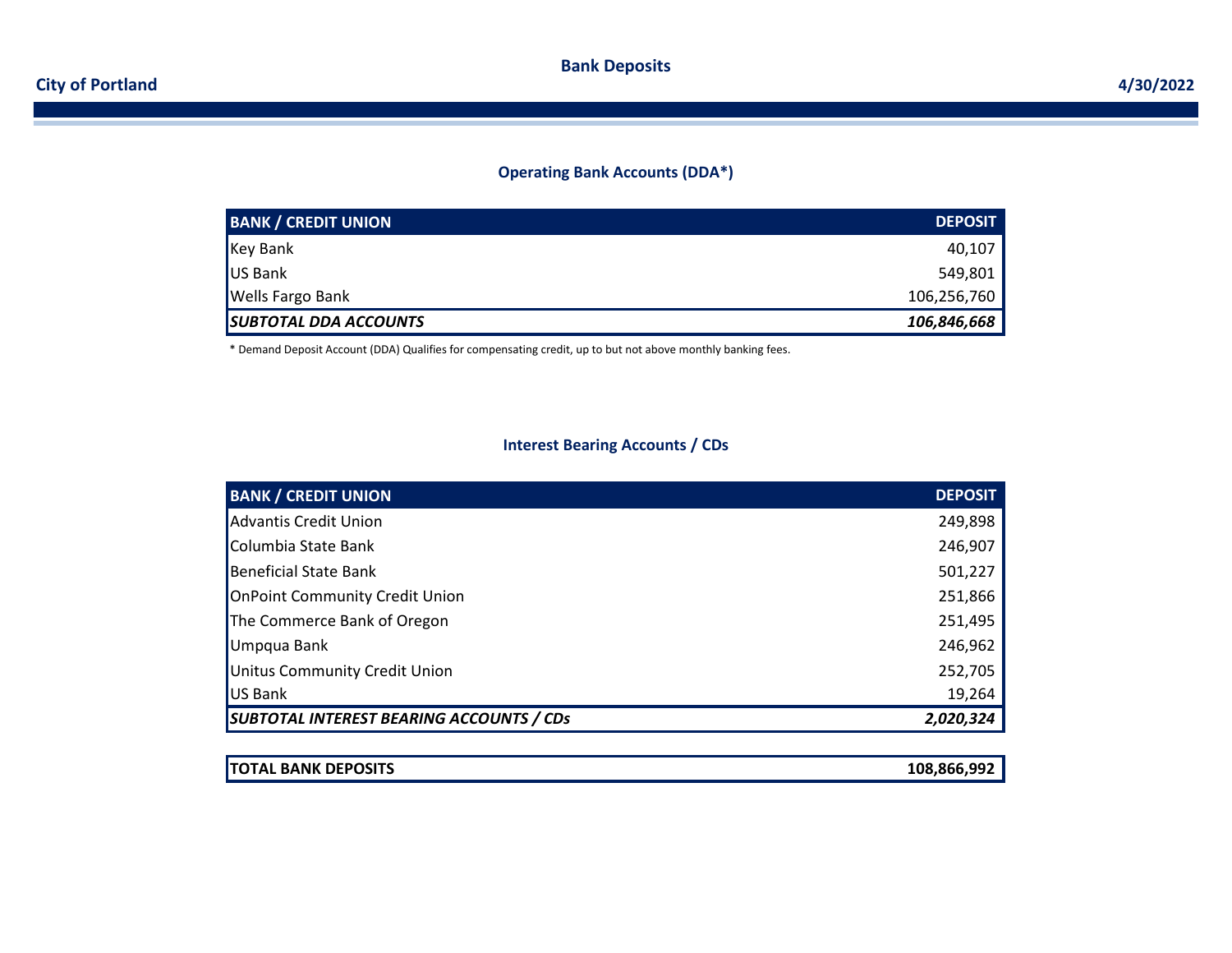# Bank Deposits

**City of Portland** **4/30/2022**

## Operating Bank Accounts (DDA*)

| BANK / CREDIT UNION | DEPOSIT |
|---|---|
| Key Bank | 40,107 |
| US Bank | 549,801 |
| Wells Fargo Bank | 106,256,760 |
| ***SUBTOTAL DDA ACCOUNTS*** | ***106,846,668*** |

* Demand Deposit Account (DDA) Qualifies for compensating credit, up to but not above monthly banking fees.

## Interest Bearing Accounts / CDs

| BANK / CREDIT UNION | DEPOSIT |
|---|---|
| Advantis Credit Union | 249,898 |
| Columbia State Bank | 246,907 |
| Beneficial State Bank | 501,227 |
| OnPoint Community Credit Union | 251,866 |
| The Commerce Bank of Oregon | 251,495 |
| Umpqua Bank | 246,962 |
| Unitus Community Credit Union | 252,705 |
| US Bank | 19,264 |
| ***SUBTOTAL INTEREST BEARING ACCOUNTS / CDs*** | ***2,020,324*** |

| | |
|---|---|
| **TOTAL BANK DEPOSITS** | **108,866,992** |